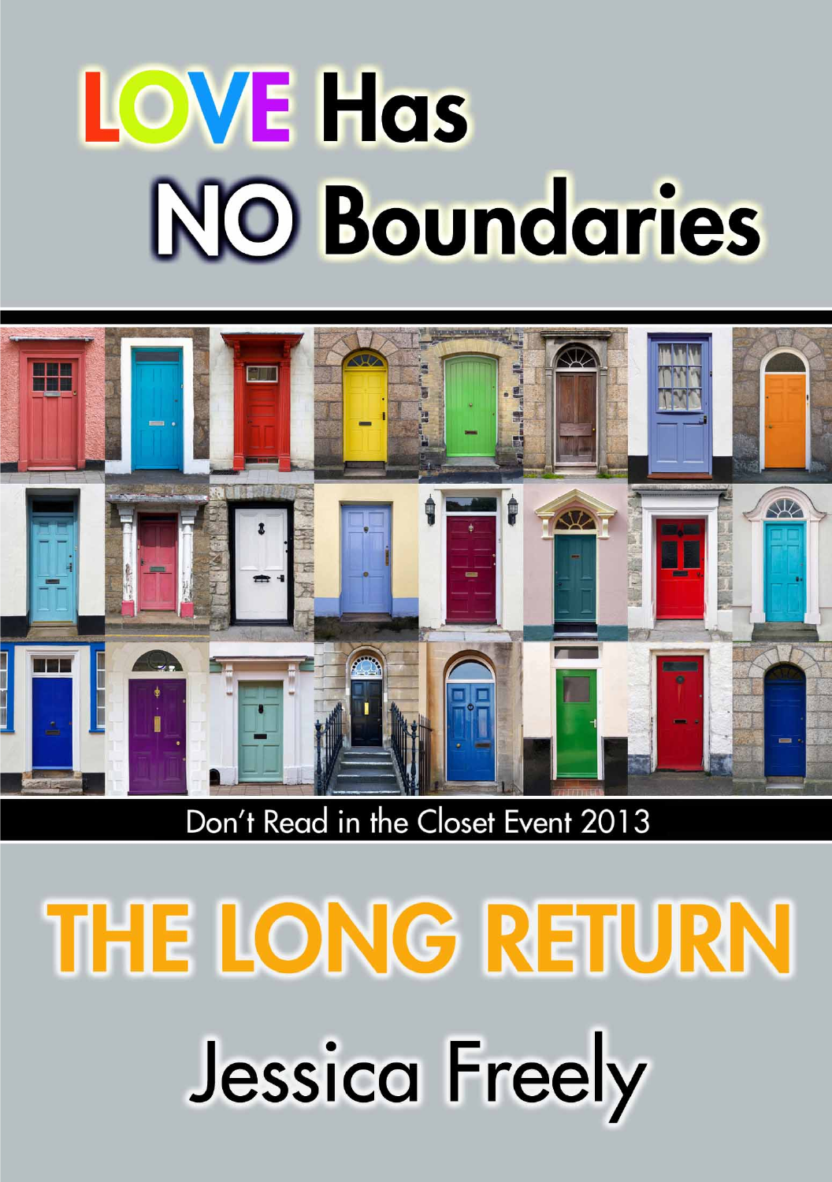# LOVE Has NO Boundaries

Don't Read in the Closet Event 2013

# THE LONG RETURN

Jessica Freely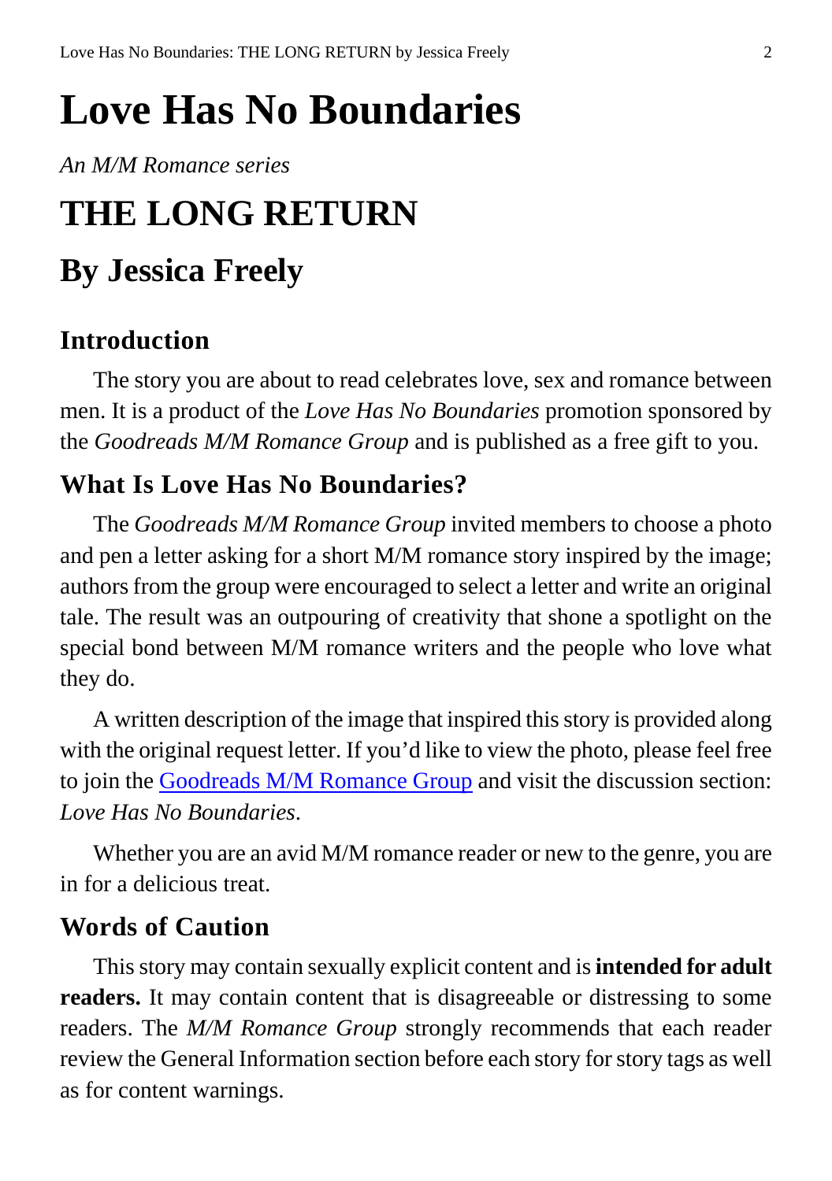# Love Has No Boundaries

*An M/M Romance series*

# THE LONG RETURN

## By Jessica Freely

### Introduction

The story you are about to read celebrates love, sex and romance between men. It is a product of the *Love Has No Boundaries* promotion sponsored by the *Goodreads M/M Romance Group* and is published as a free gift to you.

### What Is Love Has No Boundaries?

The *Goodreads M/M Romance Group* invited members to choose a photo and pen a letter asking for a short M/M romance story inspired by the image; authors from the group were encouraged to select a letter and write an original tale. The result was an outpouring of creativity that shone a spotlight on the special bond between M/M romance writers and the people who love what they do.

A written description of the image that inspired this story is provided along with the original request letter. If you'd like to view the photo, please feel free to join the Goodreads M/M Romance Group and visit the discussion section: *Love Has No Boundaries*.

Whether you are an avid M/M romance reader or new to the genre, you are in for a delicious treat.

### Words of Caution

This story may contain sexually explicit content and is **intended for adult readers.** It may contain content that is disagreeable or distressing to some readers. The *M/M Romance Group* strongly recommends that each reader review the General Information section before each story for story tags as well as for content warnings.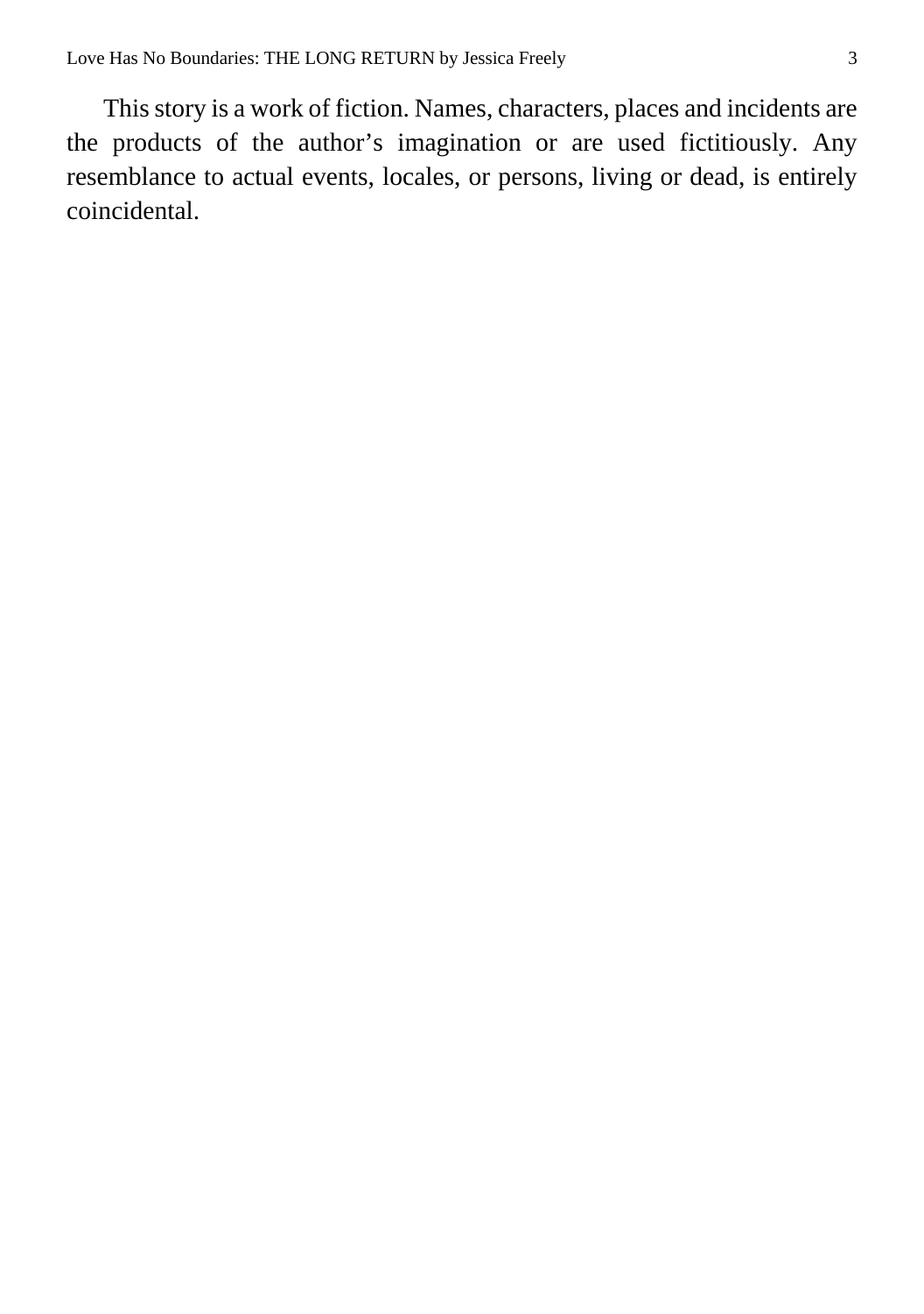This story is a work of fiction. Names, characters, places and incidents are the products of the author's imagination or are used fictitiously. Any resemblance to actual events, locales, or persons, living or dead, is entirely coincidental.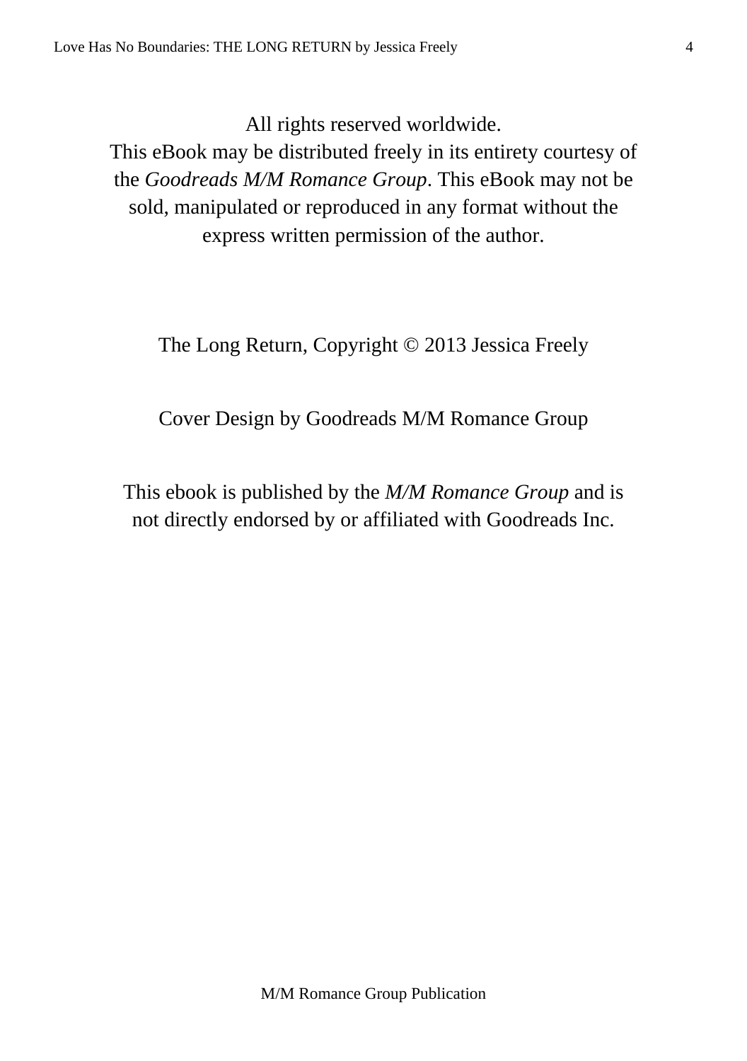All rights reserved worldwide.
This eBook may be distributed freely in its entirety courtesy of the *Goodreads M/M Romance Group*. This eBook may not be sold, manipulated or reproduced in any format without the express written permission of the author.

The Long Return, Copyright © 2013 Jessica Freely

Cover Design by Goodreads M/M Romance Group

This ebook is published by the *M/M Romance Group* and is not directly endorsed by or affiliated with Goodreads Inc.

M/M Romance Group Publication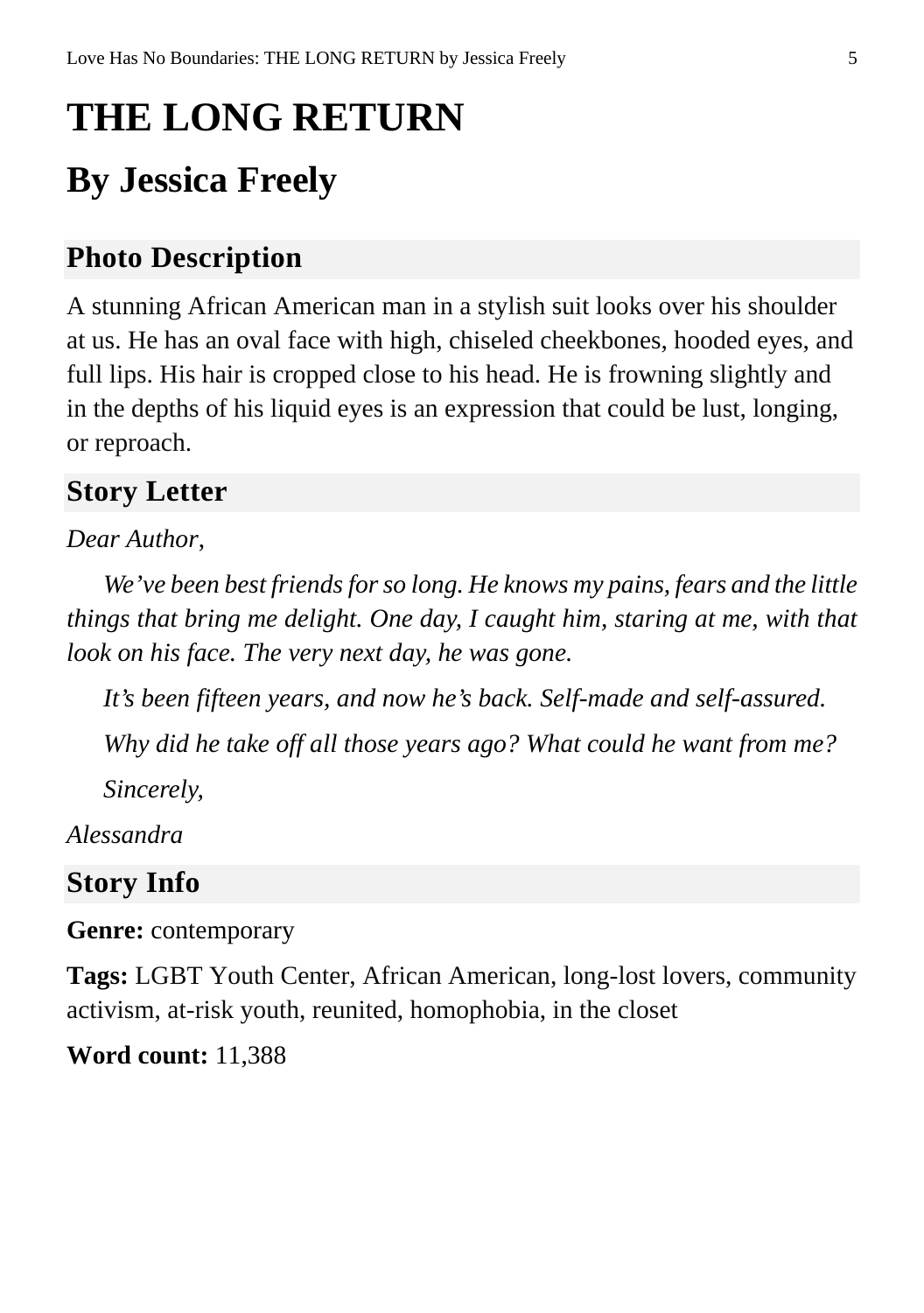# THE LONG RETURN

## By Jessica Freely

### Photo Description

A stunning African American man in a stylish suit looks over his shoulder at us. He has an oval face with high, chiseled cheekbones, hooded eyes, and full lips. His hair is cropped close to his head. He is frowning slightly and in the depths of his liquid eyes is an expression that could be lust, longing, or reproach.

### Story Letter

*Dear Author,*

*We've been best friends for so long. He knows my pains, fears and the little things that bring me delight. One day, I caught him, staring at me, with that look on his face. The very next day, he was gone.*

*It's been fifteen years, and now he's back. Self-made and self-assured.*

*Why did he take off all those years ago? What could he want from me?*

*Sincerely,*

*Alessandra*

### Story Info

**Genre:** contemporary

**Tags:** LGBT Youth Center, African American, long-lost lovers, community activism, at-risk youth, reunited, homophobia, in the closet

**Word count:** 11,388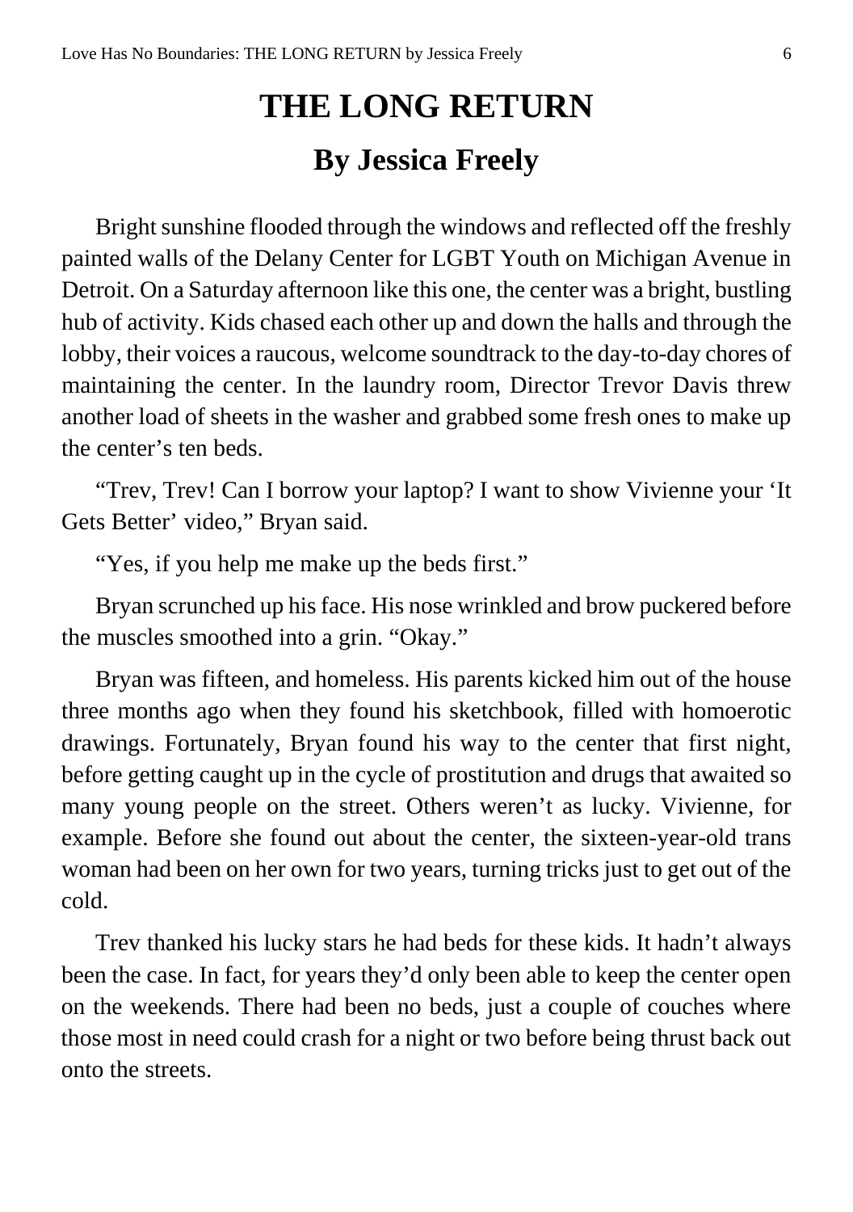# THE LONG RETURN

## By Jessica Freely

Bright sunshine flooded through the windows and reflected off the freshly painted walls of the Delany Center for LGBT Youth on Michigan Avenue in Detroit. On a Saturday afternoon like this one, the center was a bright, bustling hub of activity. Kids chased each other up and down the halls and through the lobby, their voices a raucous, welcome soundtrack to the day-to-day chores of maintaining the center. In the laundry room, Director Trevor Davis threw another load of sheets in the washer and grabbed some fresh ones to make up the center's ten beds.

"Trev, Trev! Can I borrow your laptop? I want to show Vivienne your 'It Gets Better' video," Bryan said.

"Yes, if you help me make up the beds first."

Bryan scrunched up his face. His nose wrinkled and brow puckered before the muscles smoothed into a grin. "Okay."

Bryan was fifteen, and homeless. His parents kicked him out of the house three months ago when they found his sketchbook, filled with homoerotic drawings. Fortunately, Bryan found his way to the center that first night, before getting caught up in the cycle of prostitution and drugs that awaited so many young people on the street. Others weren't as lucky. Vivienne, for example. Before she found out about the center, the sixteen-year-old trans woman had been on her own for two years, turning tricks just to get out of the cold.

Trev thanked his lucky stars he had beds for these kids. It hadn't always been the case. In fact, for years they'd only been able to keep the center open on the weekends. There had been no beds, just a couple of couches where those most in need could crash for a night or two before being thrust back out onto the streets.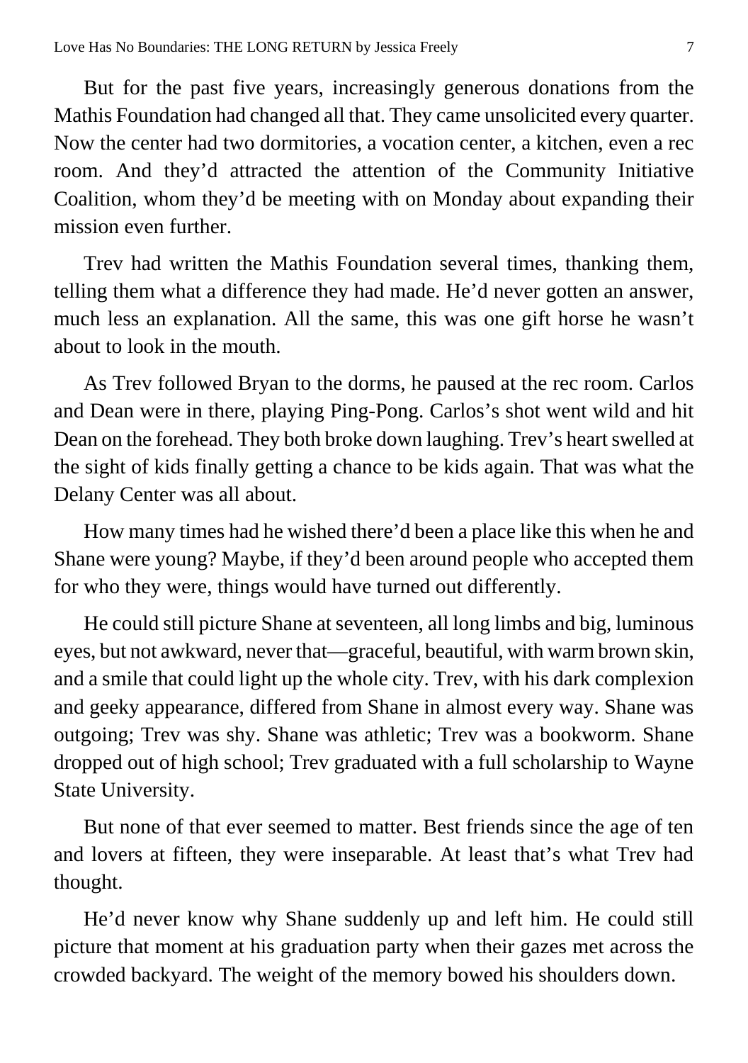But for the past five years, increasingly generous donations from the Mathis Foundation had changed all that. They came unsolicited every quarter. Now the center had two dormitories, a vocation center, a kitchen, even a rec room. And they'd attracted the attention of the Community Initiative Coalition, whom they'd be meeting with on Monday about expanding their mission even further.

Trev had written the Mathis Foundation several times, thanking them, telling them what a difference they had made. He'd never gotten an answer, much less an explanation. All the same, this was one gift horse he wasn't about to look in the mouth.

As Trev followed Bryan to the dorms, he paused at the rec room. Carlos and Dean were in there, playing Ping-Pong. Carlos's shot went wild and hit Dean on the forehead. They both broke down laughing. Trev's heart swelled at the sight of kids finally getting a chance to be kids again. That was what the Delany Center was all about.

How many times had he wished there'd been a place like this when he and Shane were young? Maybe, if they'd been around people who accepted them for who they were, things would have turned out differently.

He could still picture Shane at seventeen, all long limbs and big, luminous eyes, but not awkward, never that—graceful, beautiful, with warm brown skin, and a smile that could light up the whole city. Trev, with his dark complexion and geeky appearance, differed from Shane in almost every way. Shane was outgoing; Trev was shy. Shane was athletic; Trev was a bookworm. Shane dropped out of high school; Trev graduated with a full scholarship to Wayne State University.

But none of that ever seemed to matter. Best friends since the age of ten and lovers at fifteen, they were inseparable. At least that's what Trev had thought.

He'd never know why Shane suddenly up and left him. He could still picture that moment at his graduation party when their gazes met across the crowded backyard. The weight of the memory bowed his shoulders down.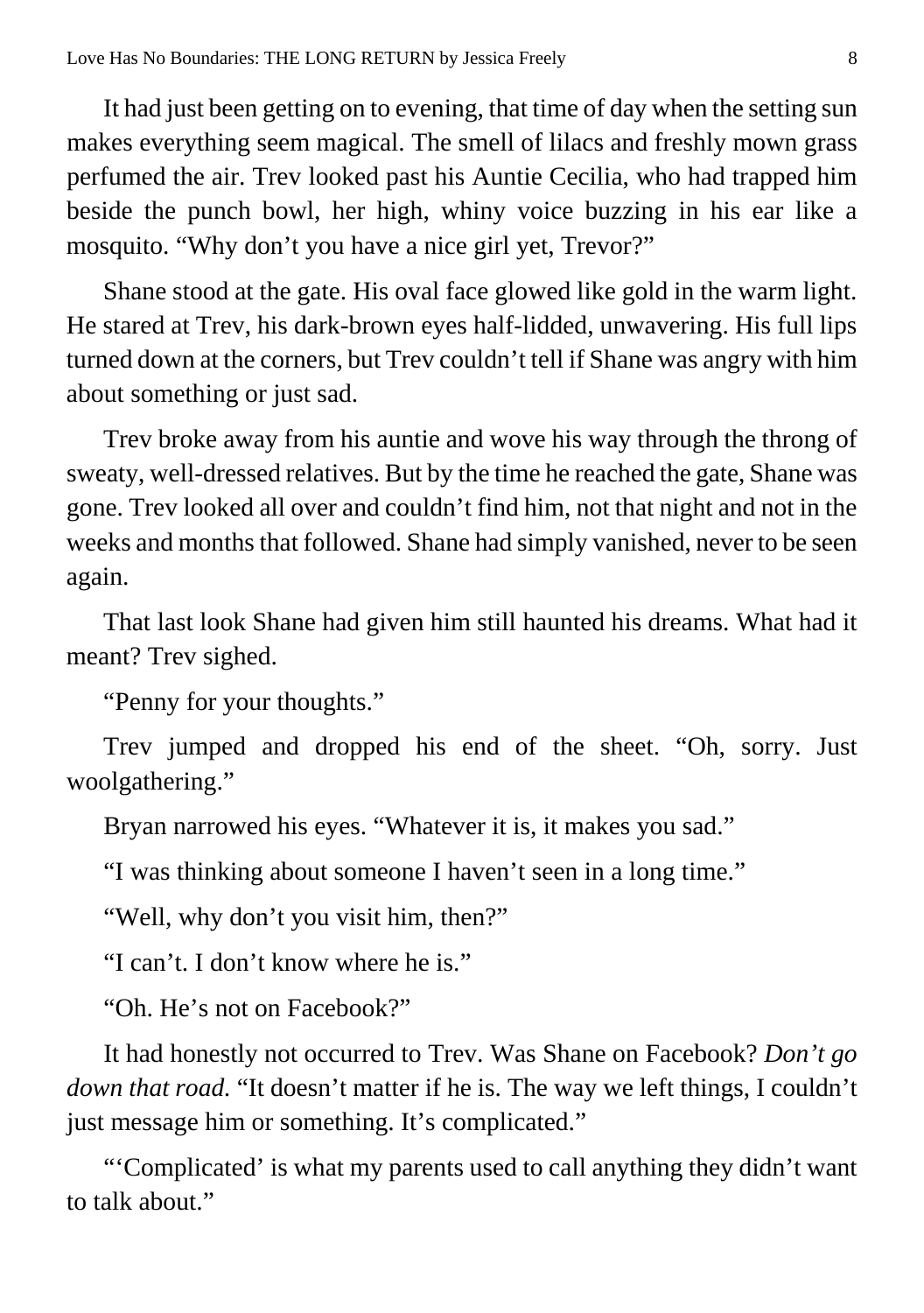It had just been getting on to evening, that time of day when the setting sun makes everything seem magical. The smell of lilacs and freshly mown grass perfumed the air. Trev looked past his Auntie Cecilia, who had trapped him beside the punch bowl, her high, whiny voice buzzing in his ear like a mosquito. "Why don't you have a nice girl yet, Trevor?"

Shane stood at the gate. His oval face glowed like gold in the warm light. He stared at Trev, his dark-brown eyes half-lidded, unwavering. His full lips turned down at the corners, but Trev couldn't tell if Shane was angry with him about something or just sad.

Trev broke away from his auntie and wove his way through the throng of sweaty, well-dressed relatives. But by the time he reached the gate, Shane was gone. Trev looked all over and couldn't find him, not that night and not in the weeks and months that followed. Shane had simply vanished, never to be seen again.

That last look Shane had given him still haunted his dreams. What had it meant? Trev sighed.

"Penny for your thoughts."

Trev jumped and dropped his end of the sheet. "Oh, sorry. Just woolgathering."

Bryan narrowed his eyes. "Whatever it is, it makes you sad."

"I was thinking about someone I haven't seen in a long time."

"Well, why don't you visit him, then?"

"I can't. I don't know where he is."

"Oh. He's not on Facebook?"

It had honestly not occurred to Trev. Was Shane on Facebook? *Don't go down that road.* "It doesn't matter if he is. The way we left things, I couldn't just message him or something. It's complicated."

"'Complicated' is what my parents used to call anything they didn't want to talk about."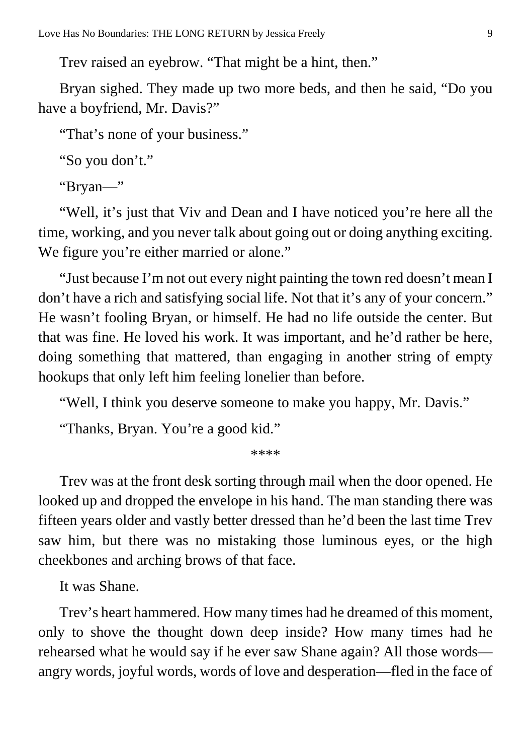Trev raised an eyebrow. “That might be a hint, then.”

Bryan sighed. They made up two more beds, and then he said, “Do you have a boyfriend, Mr. Davis?”

“That’s none of your business.”

“So you don’t.”

“Bryan—”

“Well, it’s just that Viv and Dean and I have noticed you’re here all the time, working, and you never talk about going out or doing anything exciting. We figure you’re either married or alone.”

“Just because I’m not out every night painting the town red doesn’t mean I don’t have a rich and satisfying social life. Not that it’s any of your concern.” He wasn’t fooling Bryan, or himself. He had no life outside the center. But that was fine. He loved his work. It was important, and he’d rather be here, doing something that mattered, than engaging in another string of empty hookups that only left him feeling lonelier than before.

“Well, I think you deserve someone to make you happy, Mr. Davis.”

“Thanks, Bryan. You’re a good kid.”

****

Trev was at the front desk sorting through mail when the door opened. He looked up and dropped the envelope in his hand. The man standing there was fifteen years older and vastly better dressed than he’d been the last time Trev saw him, but there was no mistaking those luminous eyes, or the high cheekbones and arching brows of that face.

It was Shane.

Trev’s heart hammered. How many times had he dreamed of this moment, only to shove the thought down deep inside? How many times had he rehearsed what he would say if he ever saw Shane again? All those words—angry words, joyful words, words of love and desperation—fled in the face of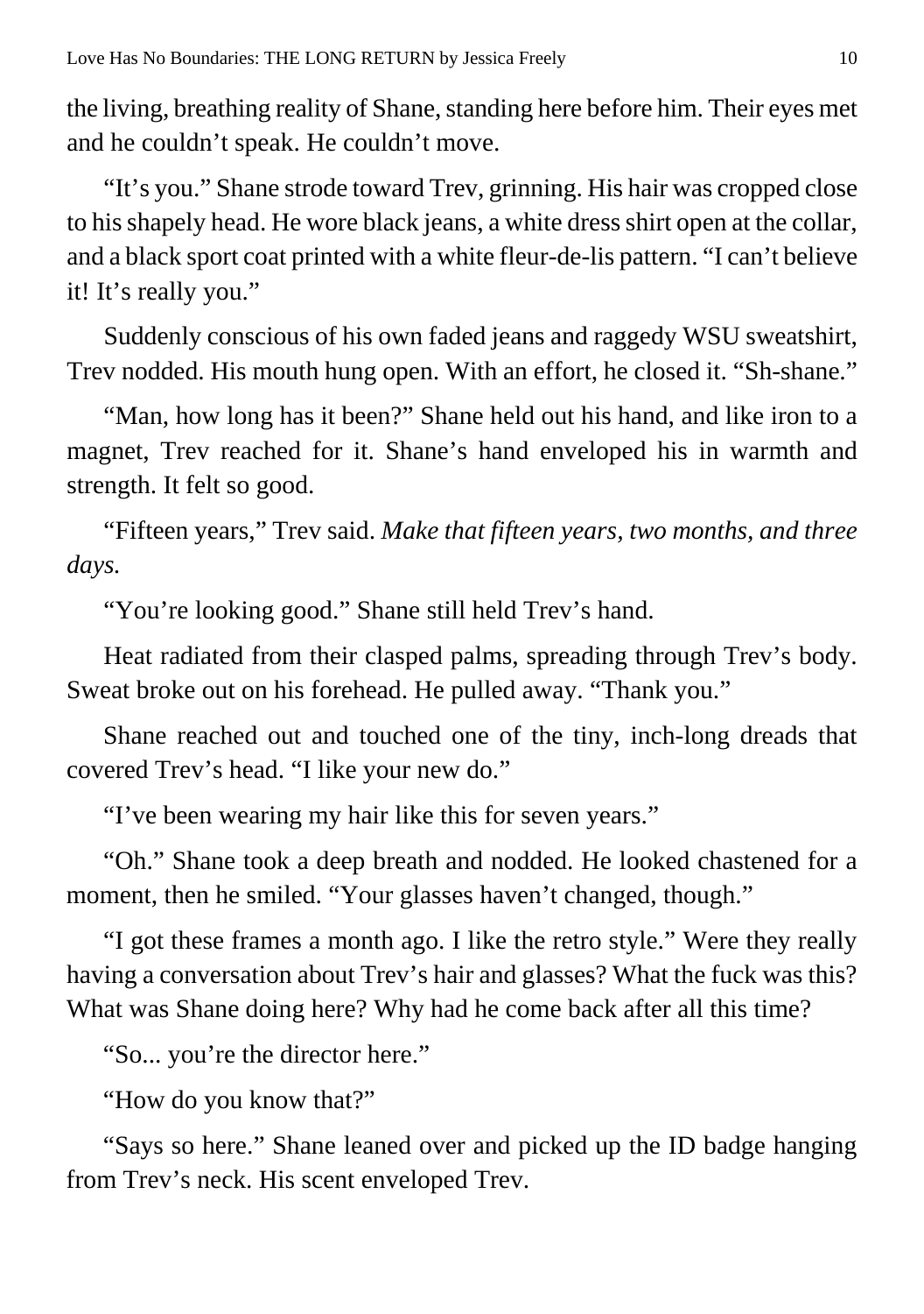the living, breathing reality of Shane, standing here before him. Their eyes met and he couldn't speak. He couldn't move.

"It's you." Shane strode toward Trev, grinning. His hair was cropped close to his shapely head. He wore black jeans, a white dress shirt open at the collar, and a black sport coat printed with a white fleur-de-lis pattern. "I can't believe it! It's really you."

Suddenly conscious of his own faded jeans and raggedy WSU sweatshirt, Trev nodded. His mouth hung open. With an effort, he closed it. "Sh-shane."

"Man, how long has it been?" Shane held out his hand, and like iron to a magnet, Trev reached for it. Shane's hand enveloped his in warmth and strength. It felt so good.

"Fifteen years," Trev said. *Make that fifteen years, two months, and three days.*

"You're looking good." Shane still held Trev's hand.

Heat radiated from their clasped palms, spreading through Trev's body. Sweat broke out on his forehead. He pulled away. "Thank you."

Shane reached out and touched one of the tiny, inch-long dreads that covered Trev's head. "I like your new do."

"I've been wearing my hair like this for seven years."

"Oh." Shane took a deep breath and nodded. He looked chastened for a moment, then he smiled. "Your glasses haven't changed, though."

"I got these frames a month ago. I like the retro style." Were they really having a conversation about Trev's hair and glasses? What the fuck was this? What was Shane doing here? Why had he come back after all this time?

"So... you're the director here."

"How do you know that?"

"Says so here." Shane leaned over and picked up the ID badge hanging from Trev's neck. His scent enveloped Trev.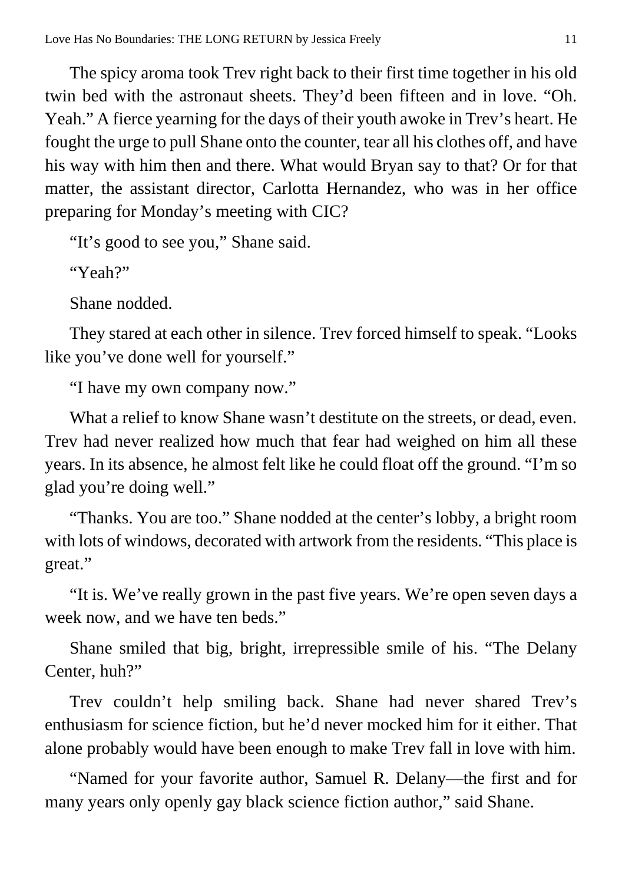The spicy aroma took Trev right back to their first time together in his old twin bed with the astronaut sheets. They'd been fifteen and in love. "Oh. Yeah." A fierce yearning for the days of their youth awoke in Trev's heart. He fought the urge to pull Shane onto the counter, tear all his clothes off, and have his way with him then and there. What would Bryan say to that? Or for that matter, the assistant director, Carlotta Hernandez, who was in her office preparing for Monday's meeting with CIC?

"It's good to see you," Shane said.

"Yeah?"

Shane nodded.

They stared at each other in silence. Trev forced himself to speak. "Looks like you've done well for yourself."

"I have my own company now."

What a relief to know Shane wasn't destitute on the streets, or dead, even. Trev had never realized how much that fear had weighed on him all these years. In its absence, he almost felt like he could float off the ground. "I'm so glad you're doing well."

"Thanks. You are too." Shane nodded at the center's lobby, a bright room with lots of windows, decorated with artwork from the residents. "This place is great."

"It is. We've really grown in the past five years. We're open seven days a week now, and we have ten beds."

Shane smiled that big, bright, irrepressible smile of his. "The Delany Center, huh?"

Trev couldn't help smiling back. Shane had never shared Trev's enthusiasm for science fiction, but he'd never mocked him for it either. That alone probably would have been enough to make Trev fall in love with him.

"Named for your favorite author, Samuel R. Delany—the first and for many years only openly gay black science fiction author," said Shane.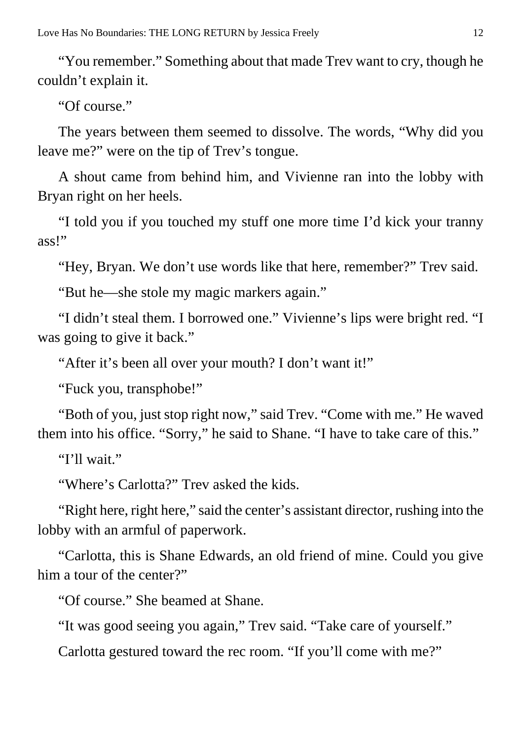"You remember." Something about that made Trev want to cry, though he couldn't explain it.

"Of course."

The years between them seemed to dissolve. The words, "Why did you leave me?" were on the tip of Trev's tongue.

A shout came from behind him, and Vivienne ran into the lobby with Bryan right on her heels.

"I told you if you touched my stuff one more time I'd kick your tranny ass!"

"Hey, Bryan. We don't use words like that here, remember?" Trev said.

"But he—she stole my magic markers again."

"I didn't steal them. I borrowed one." Vivienne's lips were bright red. "I was going to give it back."

"After it's been all over your mouth? I don't want it!"

"Fuck you, transphobe!"

"Both of you, just stop right now," said Trev. "Come with me." He waved them into his office. "Sorry," he said to Shane. "I have to take care of this."

"I'll wait."

"Where's Carlotta?" Trev asked the kids.

"Right here, right here," said the center's assistant director, rushing into the lobby with an armful of paperwork.

"Carlotta, this is Shane Edwards, an old friend of mine. Could you give him a tour of the center?"

"Of course." She beamed at Shane.

"It was good seeing you again," Trev said. "Take care of yourself."

Carlotta gestured toward the rec room. "If you'll come with me?"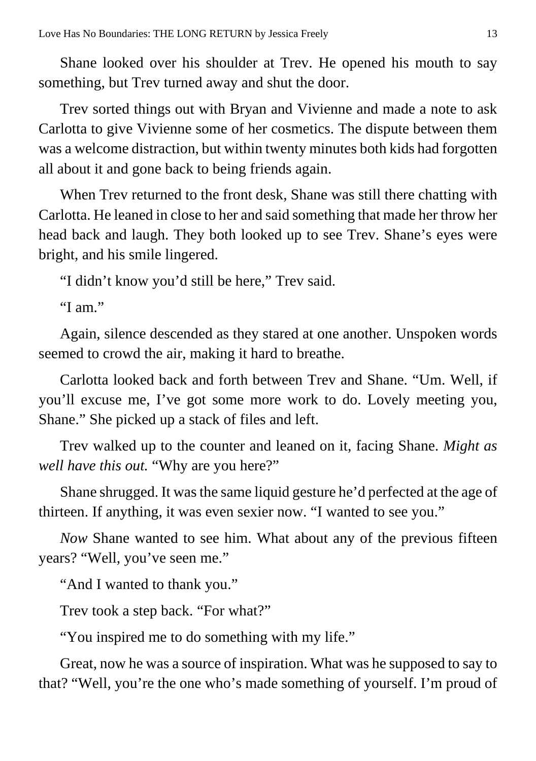Shane looked over his shoulder at Trev. He opened his mouth to say something, but Trev turned away and shut the door.

Trev sorted things out with Bryan and Vivienne and made a note to ask Carlotta to give Vivienne some of her cosmetics. The dispute between them was a welcome distraction, but within twenty minutes both kids had forgotten all about it and gone back to being friends again.

When Trev returned to the front desk, Shane was still there chatting with Carlotta. He leaned in close to her and said something that made her throw her head back and laugh. They both looked up to see Trev. Shane's eyes were bright, and his smile lingered.

"I didn't know you'd still be here," Trev said.

"I am."

Again, silence descended as they stared at one another. Unspoken words seemed to crowd the air, making it hard to breathe.

Carlotta looked back and forth between Trev and Shane. "Um. Well, if you'll excuse me, I've got some more work to do. Lovely meeting you, Shane." She picked up a stack of files and left.

Trev walked up to the counter and leaned on it, facing Shane. *Might as well have this out.* "Why are you here?"

Shane shrugged. It was the same liquid gesture he'd perfected at the age of thirteen. If anything, it was even sexier now. "I wanted to see you."

*Now* Shane wanted to see him. What about any of the previous fifteen years? "Well, you've seen me."

"And I wanted to thank you."

Trev took a step back. "For what?"

"You inspired me to do something with my life."

Great, now he was a source of inspiration. What was he supposed to say to that? "Well, you're the one who's made something of yourself. I'm proud of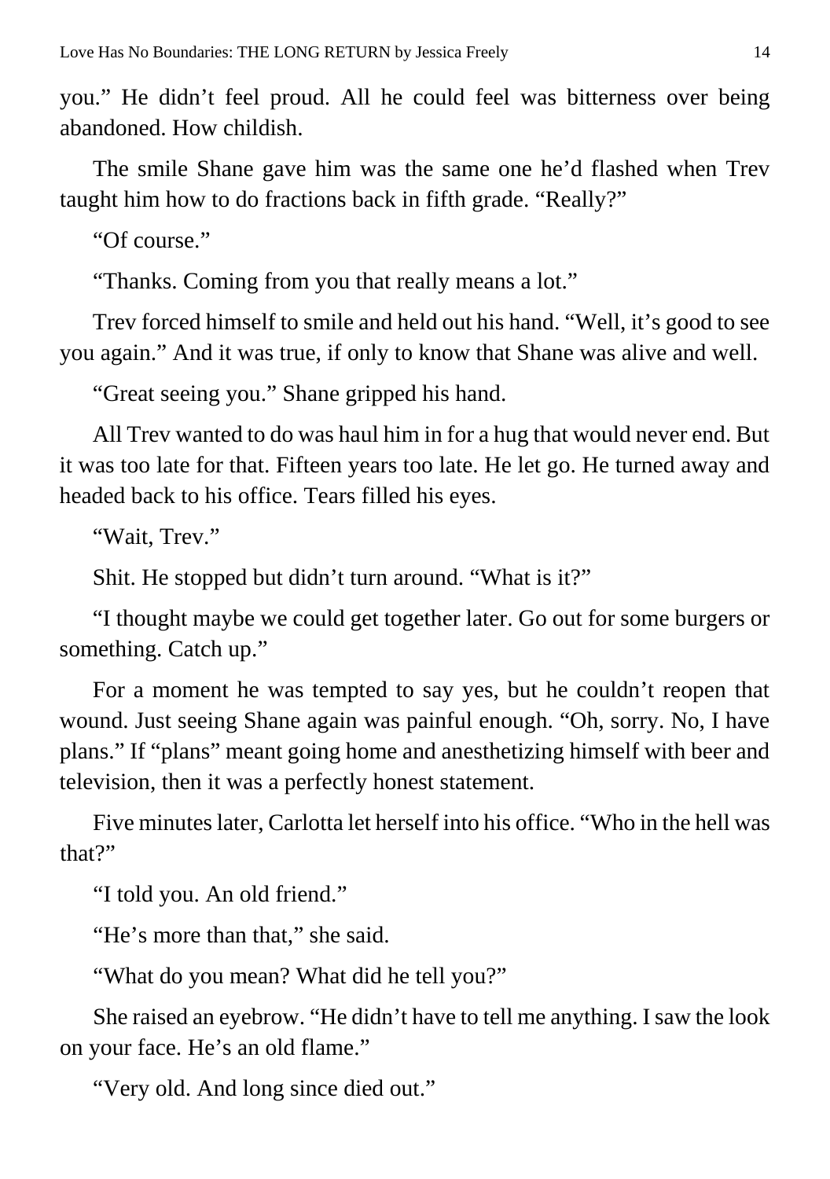you." He didn't feel proud. All he could feel was bitterness over being abandoned. How childish.

The smile Shane gave him was the same one he'd flashed when Trev taught him how to do fractions back in fifth grade. "Really?"

"Of course."

"Thanks. Coming from you that really means a lot."

Trev forced himself to smile and held out his hand. "Well, it's good to see you again." And it was true, if only to know that Shane was alive and well.

"Great seeing you." Shane gripped his hand.

All Trev wanted to do was haul him in for a hug that would never end. But it was too late for that. Fifteen years too late. He let go. He turned away and headed back to his office. Tears filled his eyes.

"Wait, Trev."

Shit. He stopped but didn't turn around. "What is it?"

"I thought maybe we could get together later. Go out for some burgers or something. Catch up."

For a moment he was tempted to say yes, but he couldn't reopen that wound. Just seeing Shane again was painful enough. "Oh, sorry. No, I have plans." If "plans" meant going home and anesthetizing himself with beer and television, then it was a perfectly honest statement.

Five minutes later, Carlotta let herself into his office. "Who in the hell was that?"

"I told you. An old friend."

"He's more than that," she said.

"What do you mean? What did he tell you?"

She raised an eyebrow. "He didn't have to tell me anything. I saw the look on your face. He's an old flame."

"Very old. And long since died out."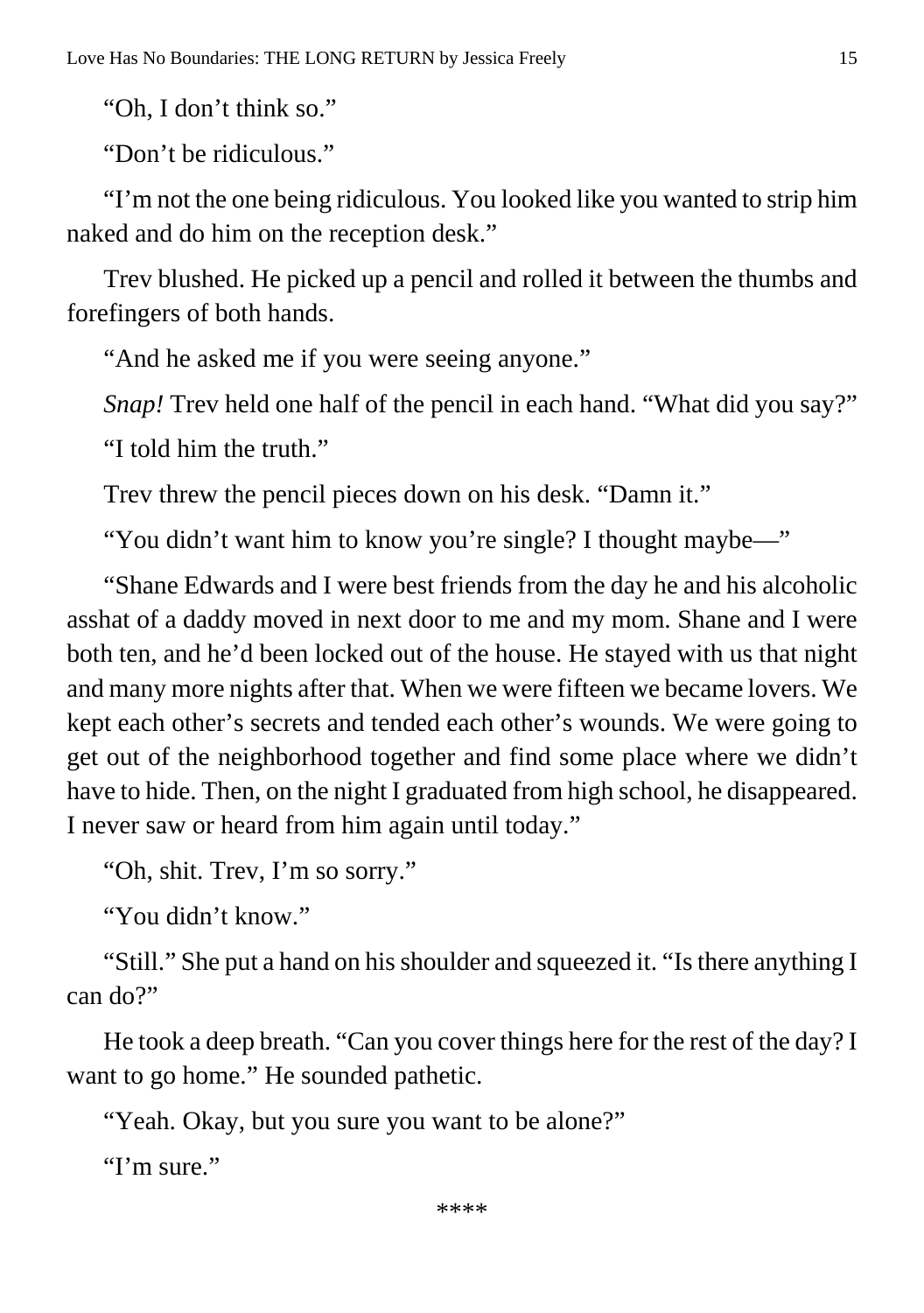"Oh, I don't think so."

"Don't be ridiculous."

"I'm not the one being ridiculous. You looked like you wanted to strip him naked and do him on the reception desk."

Trev blushed. He picked up a pencil and rolled it between the thumbs and forefingers of both hands.

"And he asked me if you were seeing anyone."

*Snap!* Trev held one half of the pencil in each hand. "What did you say?"

"I told him the truth."

Trev threw the pencil pieces down on his desk. "Damn it."

"You didn't want him to know you're single? I thought maybe—"

"Shane Edwards and I were best friends from the day he and his alcoholic asshat of a daddy moved in next door to me and my mom. Shane and I were both ten, and he'd been locked out of the house. He stayed with us that night and many more nights after that. When we were fifteen we became lovers. We kept each other's secrets and tended each other's wounds. We were going to get out of the neighborhood together and find some place where we didn't have to hide. Then, on the night I graduated from high school, he disappeared. I never saw or heard from him again until today."

"Oh, shit. Trev, I'm so sorry."

"You didn't know."

"Still." She put a hand on his shoulder and squeezed it. "Is there anything I can do?"

He took a deep breath. "Can you cover things here for the rest of the day? I want to go home." He sounded pathetic.

"Yeah. Okay, but you sure you want to be alone?"

"I'm sure."

****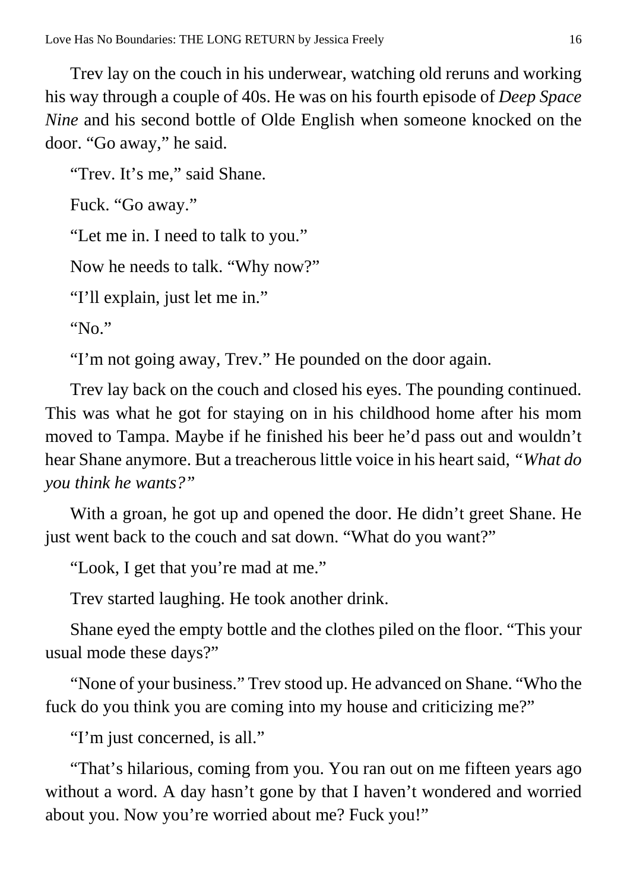Trev lay on the couch in his underwear, watching old reruns and working his way through a couple of 40s. He was on his fourth episode of *Deep Space Nine* and his second bottle of Olde English when someone knocked on the door. "Go away," he said.

"Trev. It's me," said Shane.

Fuck. "Go away."

"Let me in. I need to talk to you."

Now he needs to talk. "Why now?"

"I'll explain, just let me in."

"No."

"I'm not going away, Trev." He pounded on the door again.

Trev lay back on the couch and closed his eyes. The pounding continued. This was what he got for staying on in his childhood home after his mom moved to Tampa. Maybe if he finished his beer he'd pass out and wouldn't hear Shane anymore. But a treacherous little voice in his heart said, *"What do you think he wants?"*

With a groan, he got up and opened the door. He didn't greet Shane. He just went back to the couch and sat down. "What do you want?"

"Look, I get that you're mad at me."

Trev started laughing. He took another drink.

Shane eyed the empty bottle and the clothes piled on the floor. "This your usual mode these days?"

"None of your business." Trev stood up. He advanced on Shane. "Who the fuck do you think you are coming into my house and criticizing me?"

"I'm just concerned, is all."

"That's hilarious, coming from you. You ran out on me fifteen years ago without a word. A day hasn't gone by that I haven't wondered and worried about you. Now you're worried about me? Fuck you!"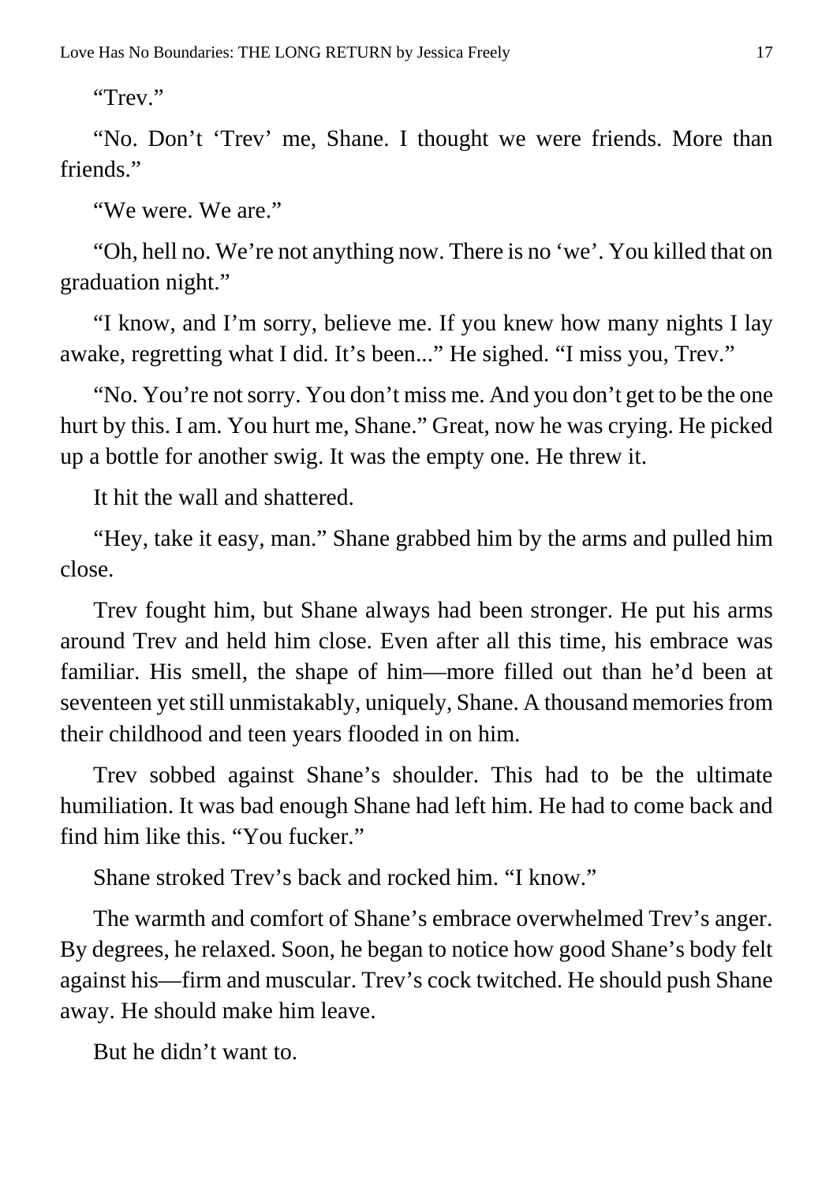"Trev."

"No. Don't 'Trev' me, Shane. I thought we were friends. More than friends."

"We were. We are."

"Oh, hell no. We're not anything now. There is no 'we'. You killed that on graduation night."

"I know, and I'm sorry, believe me. If you knew how many nights I lay awake, regretting what I did. It's been..." He sighed. "I miss you, Trev."

"No. You're not sorry. You don't miss me. And you don't get to be the one hurt by this. I am. You hurt me, Shane." Great, now he was crying. He picked up a bottle for another swig. It was the empty one. He threw it.

It hit the wall and shattered.

"Hey, take it easy, man." Shane grabbed him by the arms and pulled him close.

Trev fought him, but Shane always had been stronger. He put his arms around Trev and held him close. Even after all this time, his embrace was familiar. His smell, the shape of him—more filled out than he'd been at seventeen yet still unmistakably, uniquely, Shane. A thousand memories from their childhood and teen years flooded in on him.

Trev sobbed against Shane's shoulder. This had to be the ultimate humiliation. It was bad enough Shane had left him. He had to come back and find him like this. "You fucker."

Shane stroked Trev's back and rocked him. "I know."

The warmth and comfort of Shane's embrace overwhelmed Trev's anger. By degrees, he relaxed. Soon, he began to notice how good Shane's body felt against his—firm and muscular. Trev's cock twitched. He should push Shane away. He should make him leave.

But he didn't want to.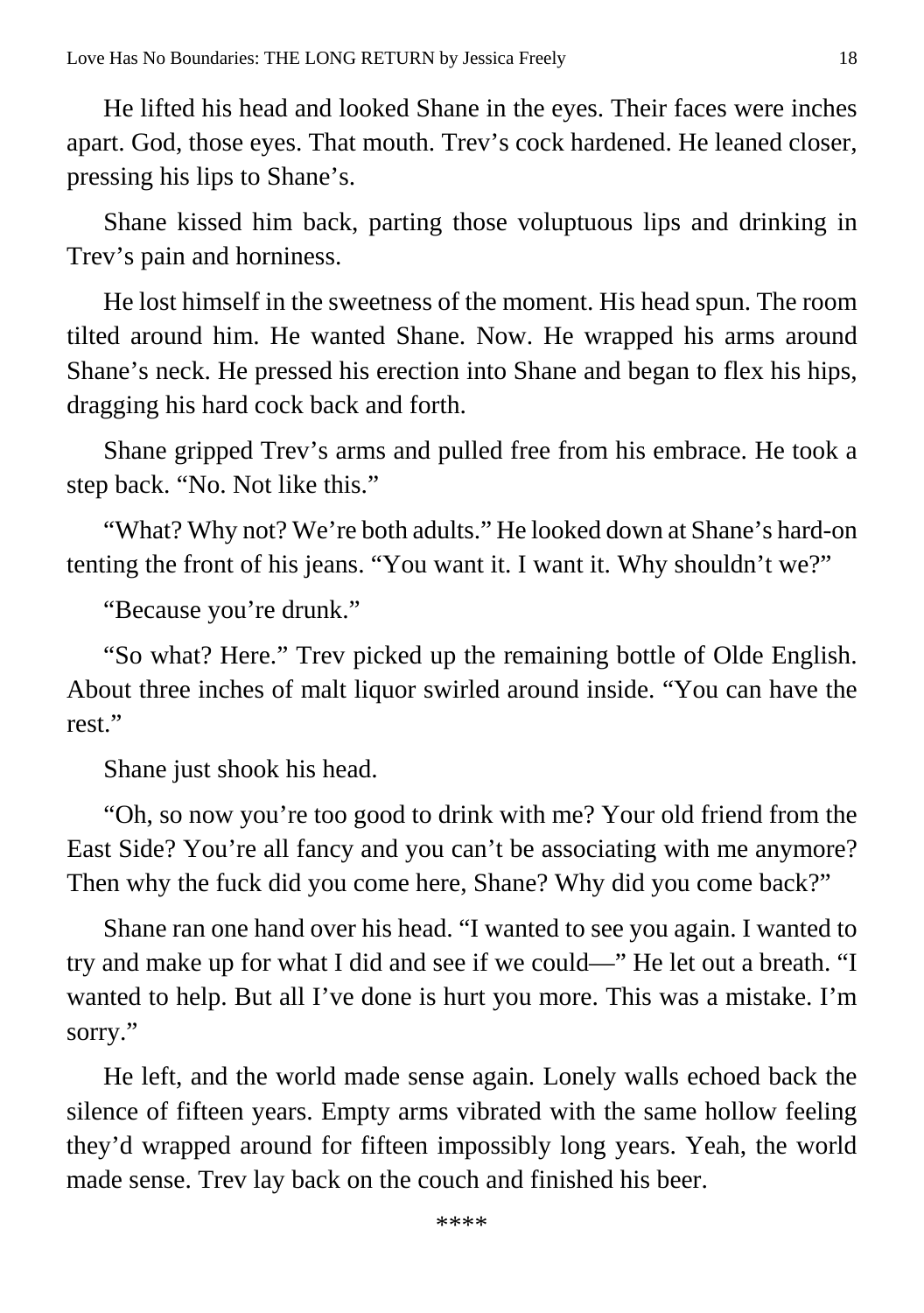He lifted his head and looked Shane in the eyes. Their faces were inches apart. God, those eyes. That mouth. Trev's cock hardened. He leaned closer, pressing his lips to Shane's.

Shane kissed him back, parting those voluptuous lips and drinking in Trev's pain and horniness.

He lost himself in the sweetness of the moment. His head spun. The room tilted around him. He wanted Shane. Now. He wrapped his arms around Shane's neck. He pressed his erection into Shane and began to flex his hips, dragging his hard cock back and forth.

Shane gripped Trev's arms and pulled free from his embrace. He took a step back. "No. Not like this."

"What? Why not? We're both adults." He looked down at Shane's hard-on tenting the front of his jeans. "You want it. I want it. Why shouldn't we?"

"Because you're drunk."

"So what? Here." Trev picked up the remaining bottle of Olde English. About three inches of malt liquor swirled around inside. "You can have the rest."

Shane just shook his head.

"Oh, so now you're too good to drink with me? Your old friend from the East Side? You're all fancy and you can't be associating with me anymore? Then why the fuck did you come here, Shane? Why did you come back?"

Shane ran one hand over his head. "I wanted to see you again. I wanted to try and make up for what I did and see if we could—" He let out a breath. "I wanted to help. But all I've done is hurt you more. This was a mistake. I'm sorry."

He left, and the world made sense again. Lonely walls echoed back the silence of fifteen years. Empty arms vibrated with the same hollow feeling they'd wrapped around for fifteen impossibly long years. Yeah, the world made sense. Trev lay back on the couch and finished his beer.

****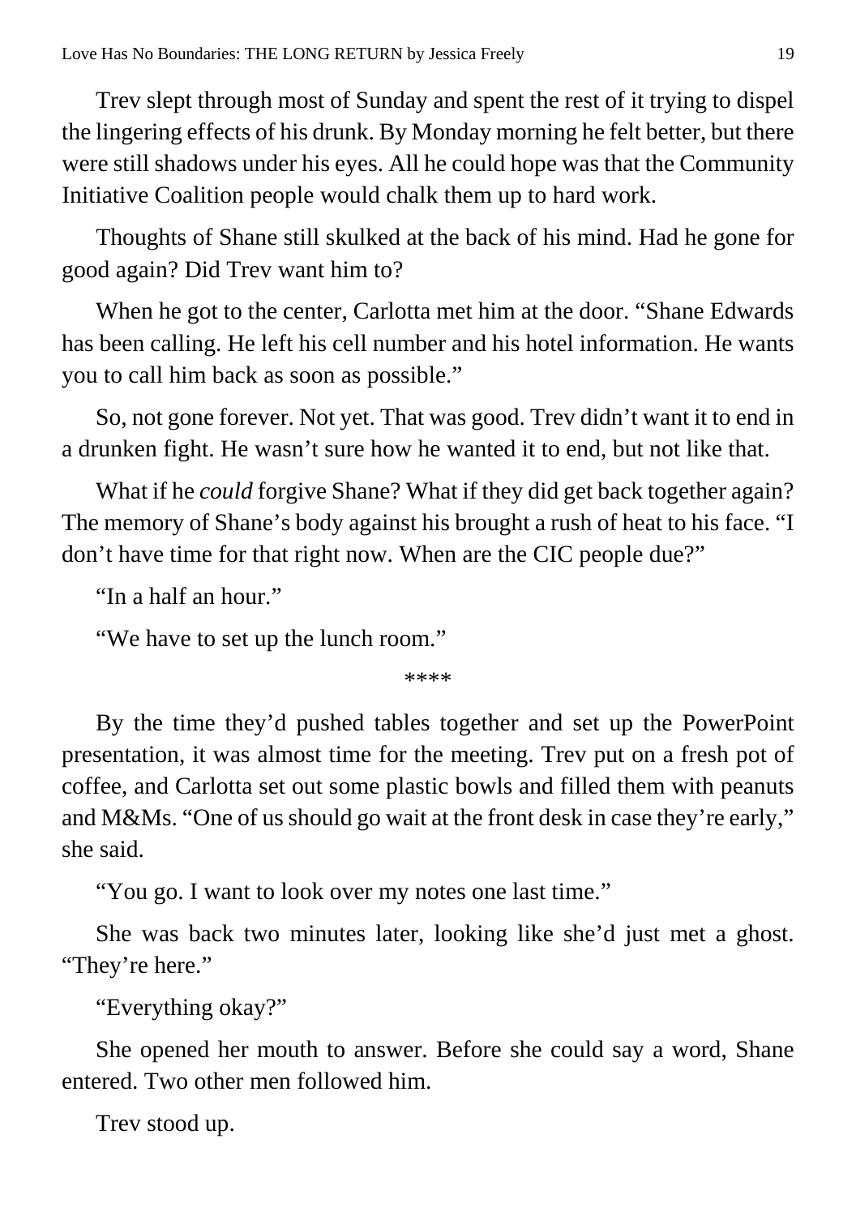Trev slept through most of Sunday and spent the rest of it trying to dispel the lingering effects of his drunk. By Monday morning he felt better, but there were still shadows under his eyes. All he could hope was that the Community Initiative Coalition people would chalk them up to hard work.

Thoughts of Shane still skulked at the back of his mind. Had he gone for good again? Did Trev want him to?

When he got to the center, Carlotta met him at the door. "Shane Edwards has been calling. He left his cell number and his hotel information. He wants you to call him back as soon as possible."

So, not gone forever. Not yet. That was good. Trev didn't want it to end in a drunken fight. He wasn't sure how he wanted it to end, but not like that.

What if he *could* forgive Shane? What if they did get back together again? The memory of Shane's body against his brought a rush of heat to his face. "I don't have time for that right now. When are the CIC people due?"

"In a half an hour."

"We have to set up the lunch room."

****

By the time they'd pushed tables together and set up the PowerPoint presentation, it was almost time for the meeting. Trev put on a fresh pot of coffee, and Carlotta set out some plastic bowls and filled them with peanuts and M&Ms. "One of us should go wait at the front desk in case they're early," she said.

"You go. I want to look over my notes one last time."

She was back two minutes later, looking like she'd just met a ghost. "They're here."

"Everything okay?"

She opened her mouth to answer. Before she could say a word, Shane entered. Two other men followed him.

Trev stood up.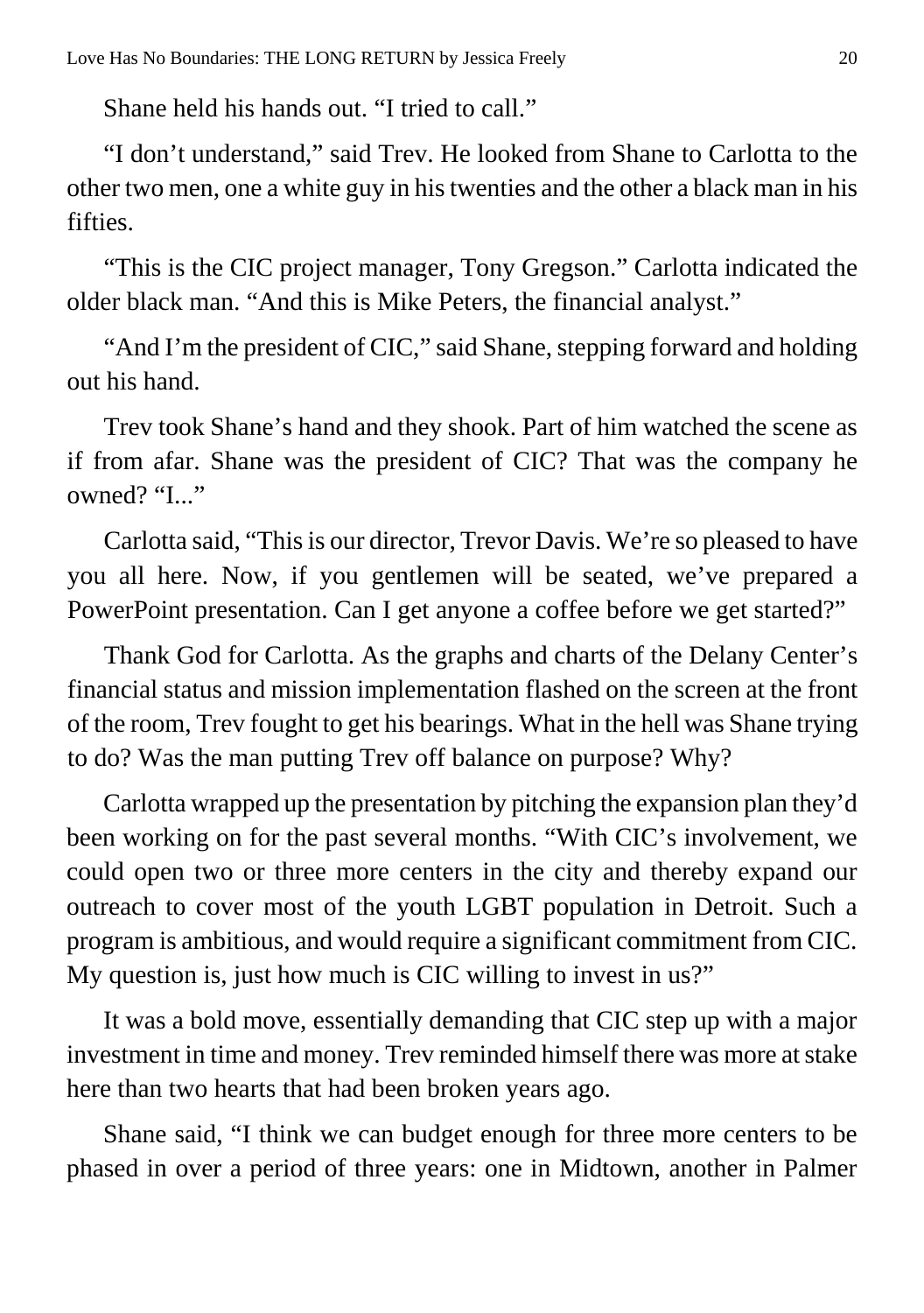Shane held his hands out. “I tried to call.”

“I don’t understand,” said Trev. He looked from Shane to Carlotta to the other two men, one a white guy in his twenties and the other a black man in his fifties.

“This is the CIC project manager, Tony Gregson.” Carlotta indicated the older black man. “And this is Mike Peters, the financial analyst.”

“And I’m the president of CIC,” said Shane, stepping forward and holding out his hand.

Trev took Shane’s hand and they shook. Part of him watched the scene as if from afar. Shane was the president of CIC? That was the company he owned? “I...”

Carlotta said, “This is our director, Trevor Davis. We’re so pleased to have you all here. Now, if you gentlemen will be seated, we’ve prepared a PowerPoint presentation. Can I get anyone a coffee before we get started?”

Thank God for Carlotta. As the graphs and charts of the Delany Center’s financial status and mission implementation flashed on the screen at the front of the room, Trev fought to get his bearings. What in the hell was Shane trying to do? Was the man putting Trev off balance on purpose? Why?

Carlotta wrapped up the presentation by pitching the expansion plan they’d been working on for the past several months. “With CIC’s involvement, we could open two or three more centers in the city and thereby expand our outreach to cover most of the youth LGBT population in Detroit. Such a program is ambitious, and would require a significant commitment from CIC. My question is, just how much is CIC willing to invest in us?”

It was a bold move, essentially demanding that CIC step up with a major investment in time and money. Trev reminded himself there was more at stake here than two hearts that had been broken years ago.

Shane said, “I think we can budget enough for three more centers to be phased in over a period of three years: one in Midtown, another in Palmer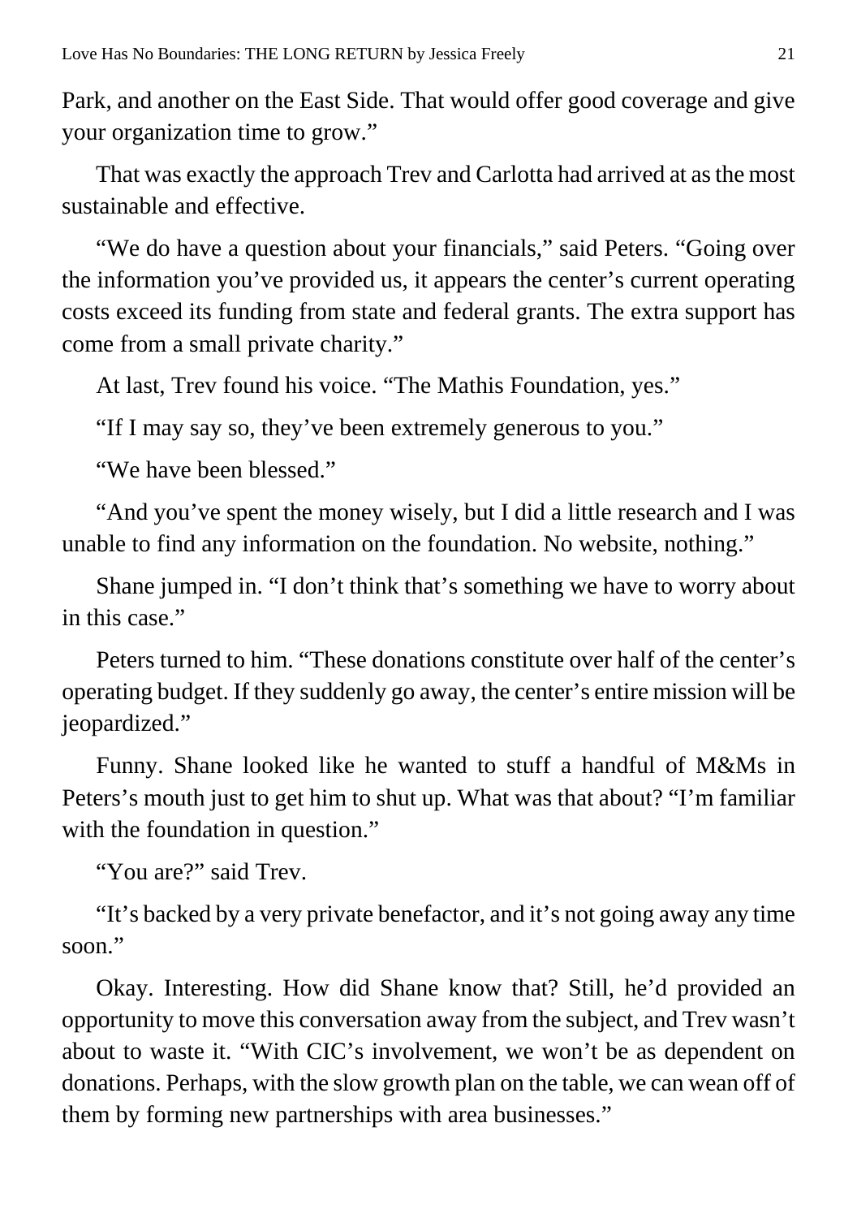Park, and another on the East Side. That would offer good coverage and give your organization time to grow."

That was exactly the approach Trev and Carlotta had arrived at as the most sustainable and effective.

"We do have a question about your financials," said Peters. "Going over the information you've provided us, it appears the center's current operating costs exceed its funding from state and federal grants. The extra support has come from a small private charity."

At last, Trev found his voice. "The Mathis Foundation, yes."

"If I may say so, they've been extremely generous to you."

"We have been blessed."

"And you've spent the money wisely, but I did a little research and I was unable to find any information on the foundation. No website, nothing."

Shane jumped in. "I don't think that's something we have to worry about in this case."

Peters turned to him. "These donations constitute over half of the center's operating budget. If they suddenly go away, the center's entire mission will be jeopardized."

Funny. Shane looked like he wanted to stuff a handful of M&Ms in Peters's mouth just to get him to shut up. What was that about? "I'm familiar with the foundation in question."

"You are?" said Trev.

"It's backed by a very private benefactor, and it's not going away any time soon."

Okay. Interesting. How did Shane know that? Still, he'd provided an opportunity to move this conversation away from the subject, and Trev wasn't about to waste it. "With CIC's involvement, we won't be as dependent on donations. Perhaps, with the slow growth plan on the table, we can wean off of them by forming new partnerships with area businesses."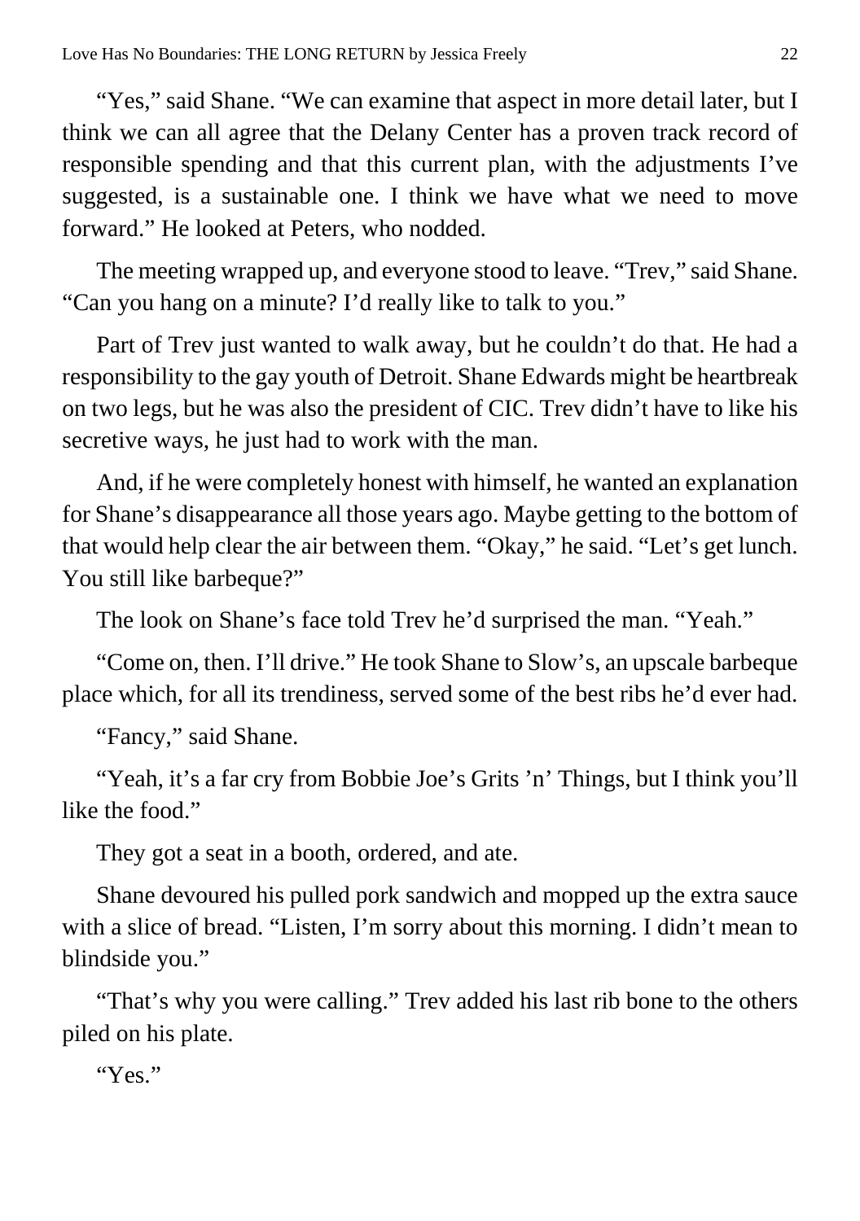"Yes," said Shane. "We can examine that aspect in more detail later, but I think we can all agree that the Delany Center has a proven track record of responsible spending and that this current plan, with the adjustments I've suggested, is a sustainable one. I think we have what we need to move forward." He looked at Peters, who nodded.

The meeting wrapped up, and everyone stood to leave. "Trev," said Shane. "Can you hang on a minute? I'd really like to talk to you."

Part of Trev just wanted to walk away, but he couldn't do that. He had a responsibility to the gay youth of Detroit. Shane Edwards might be heartbreak on two legs, but he was also the president of CIC. Trev didn't have to like his secretive ways, he just had to work with the man.

And, if he were completely honest with himself, he wanted an explanation for Shane's disappearance all those years ago. Maybe getting to the bottom of that would help clear the air between them. "Okay," he said. "Let's get lunch. You still like barbeque?"

The look on Shane's face told Trev he'd surprised the man. "Yeah."

"Come on, then. I'll drive." He took Shane to Slow's, an upscale barbeque place which, for all its trendiness, served some of the best ribs he'd ever had.

"Fancy," said Shane.

"Yeah, it's a far cry from Bobbie Joe's Grits 'n' Things, but I think you'll like the food."

They got a seat in a booth, ordered, and ate.

Shane devoured his pulled pork sandwich and mopped up the extra sauce with a slice of bread. "Listen, I'm sorry about this morning. I didn't mean to blindside you."

"That's why you were calling." Trev added his last rib bone to the others piled on his plate.

"Yes."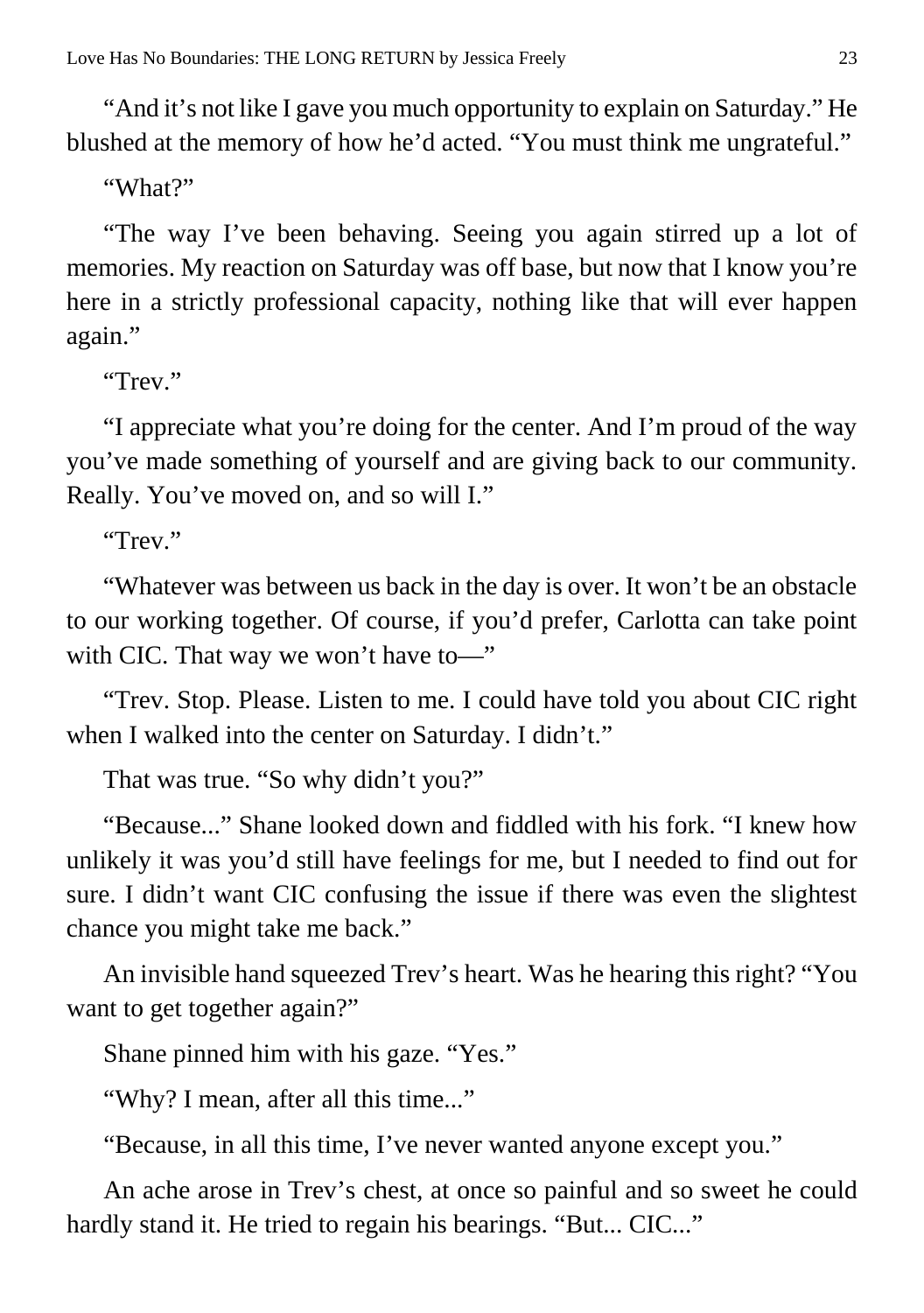"And it's not like I gave you much opportunity to explain on Saturday." He blushed at the memory of how he'd acted. "You must think me ungrateful."

"What?"

"The way I've been behaving. Seeing you again stirred up a lot of memories. My reaction on Saturday was off base, but now that I know you're here in a strictly professional capacity, nothing like that will ever happen again."

"Trev."

"I appreciate what you're doing for the center. And I'm proud of the way you've made something of yourself and are giving back to our community. Really. You've moved on, and so will I."

"Trev."

"Whatever was between us back in the day is over. It won't be an obstacle to our working together. Of course, if you'd prefer, Carlotta can take point with CIC. That way we won't have to—"

"Trev. Stop. Please. Listen to me. I could have told you about CIC right when I walked into the center on Saturday. I didn't."

That was true. "So why didn't you?"

"Because..." Shane looked down and fiddled with his fork. "I knew how unlikely it was you'd still have feelings for me, but I needed to find out for sure. I didn't want CIC confusing the issue if there was even the slightest chance you might take me back."

An invisible hand squeezed Trev's heart. Was he hearing this right? "You want to get together again?"

Shane pinned him with his gaze. "Yes."

"Why? I mean, after all this time..."

"Because, in all this time, I've never wanted anyone except you."

An ache arose in Trev's chest, at once so painful and so sweet he could hardly stand it. He tried to regain his bearings. "But... CIC..."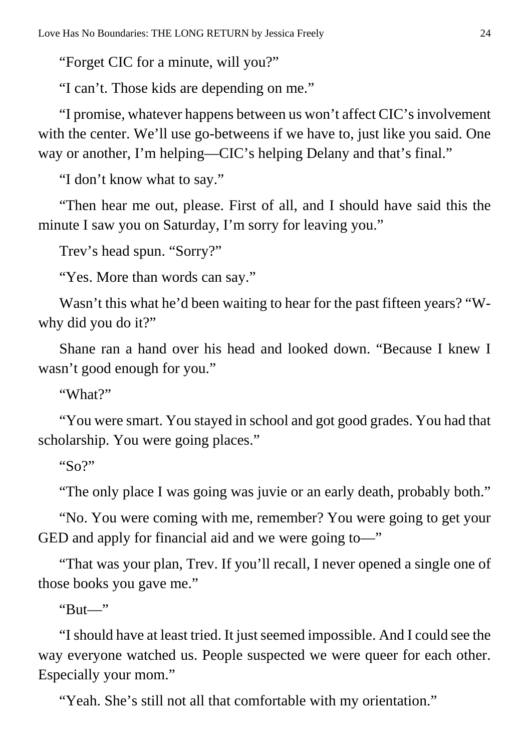"Forget CIC for a minute, will you?"

"I can't. Those kids are depending on me."

"I promise, whatever happens between us won't affect CIC's involvement with the center. We'll use go-betweens if we have to, just like you said. One way or another, I'm helping—CIC's helping Delany and that's final."

"I don't know what to say."

"Then hear me out, please. First of all, and I should have said this the minute I saw you on Saturday, I'm sorry for leaving you."

Trev's head spun. "Sorry?"

"Yes. More than words can say."

Wasn't this what he'd been waiting to hear for the past fifteen years? "W-why did you do it?"

Shane ran a hand over his head and looked down. "Because I knew I wasn't good enough for you."

"What?"

"You were smart. You stayed in school and got good grades. You had that scholarship. You were going places."

"So?"

"The only place I was going was juvie or an early death, probably both."

"No. You were coming with me, remember? You were going to get your GED and apply for financial aid and we were going to—"

"That was your plan, Trev. If you'll recall, I never opened a single one of those books you gave me."

"But—"

"I should have at least tried. It just seemed impossible. And I could see the way everyone watched us. People suspected we were queer for each other. Especially your mom."

"Yeah. She's still not all that comfortable with my orientation."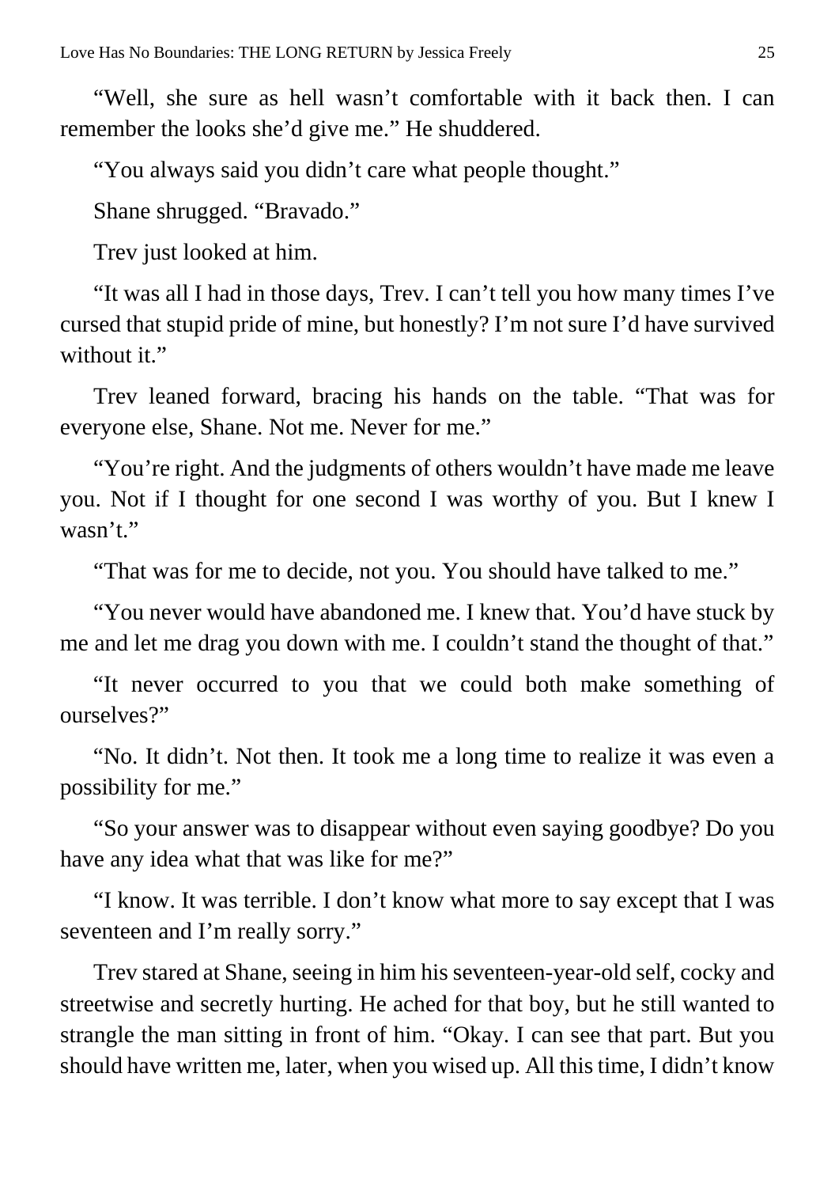"Well, she sure as hell wasn't comfortable with it back then. I can remember the looks she'd give me." He shuddered.

"You always said you didn't care what people thought."

Shane shrugged. "Bravado."

Trev just looked at him.

"It was all I had in those days, Trev. I can't tell you how many times I've cursed that stupid pride of mine, but honestly? I'm not sure I'd have survived without it."

Trev leaned forward, bracing his hands on the table. "That was for everyone else, Shane. Not me. Never for me."

"You're right. And the judgments of others wouldn't have made me leave you. Not if I thought for one second I was worthy of you. But I knew I wasn't."

"That was for me to decide, not you. You should have talked to me."

"You never would have abandoned me. I knew that. You'd have stuck by me and let me drag you down with me. I couldn't stand the thought of that."

"It never occurred to you that we could both make something of ourselves?"

"No. It didn't. Not then. It took me a long time to realize it was even a possibility for me."

"So your answer was to disappear without even saying goodbye? Do you have any idea what that was like for me?"

"I know. It was terrible. I don't know what more to say except that I was seventeen and I'm really sorry."

Trev stared at Shane, seeing in him his seventeen-year-old self, cocky and streetwise and secretly hurting. He ached for that boy, but he still wanted to strangle the man sitting in front of him. "Okay. I can see that part. But you should have written me, later, when you wised up. All this time, I didn't know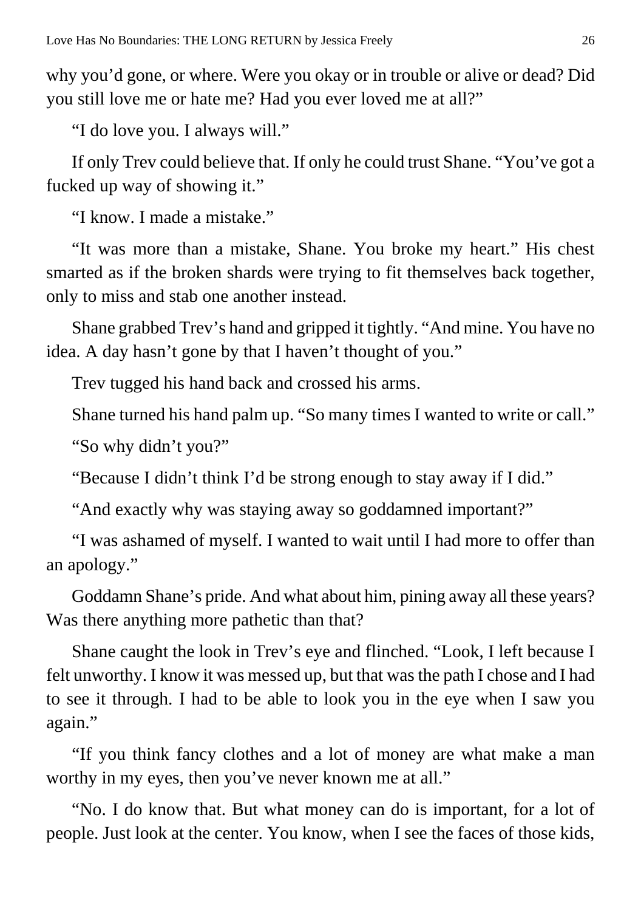why you'd gone, or where. Were you okay or in trouble or alive or dead? Did you still love me or hate me? Had you ever loved me at all?"

"I do love you. I always will."

If only Trev could believe that. If only he could trust Shane. "You've got a fucked up way of showing it."

"I know. I made a mistake."

"It was more than a mistake, Shane. You broke my heart." His chest smarted as if the broken shards were trying to fit themselves back together, only to miss and stab one another instead.

Shane grabbed Trev's hand and gripped it tightly. "And mine. You have no idea. A day hasn't gone by that I haven't thought of you."

Trev tugged his hand back and crossed his arms.

Shane turned his hand palm up. "So many times I wanted to write or call."

"So why didn't you?"

"Because I didn't think I'd be strong enough to stay away if I did."

"And exactly why was staying away so goddamned important?"

"I was ashamed of myself. I wanted to wait until I had more to offer than an apology."

Goddamn Shane's pride. And what about him, pining away all these years? Was there anything more pathetic than that?

Shane caught the look in Trev's eye and flinched. "Look, I left because I felt unworthy. I know it was messed up, but that was the path I chose and I had to see it through. I had to be able to look you in the eye when I saw you again."

"If you think fancy clothes and a lot of money are what make a man worthy in my eyes, then you've never known me at all."

"No. I do know that. But what money can do is important, for a lot of people. Just look at the center. You know, when I see the faces of those kids,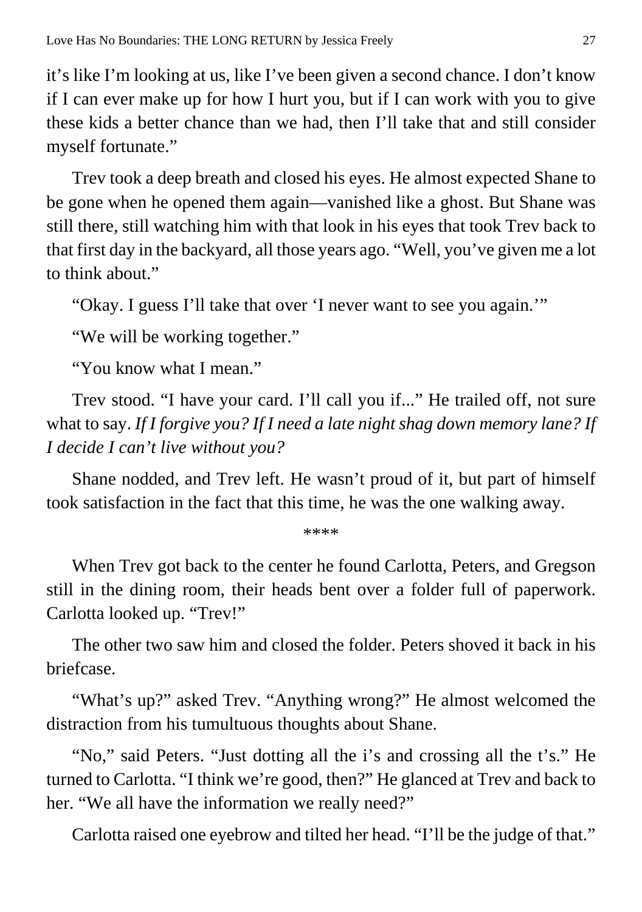it's like I'm looking at us, like I've been given a second chance. I don't know if I can ever make up for how I hurt you, but if I can work with you to give these kids a better chance than we had, then I'll take that and still consider myself fortunate."

Trev took a deep breath and closed his eyes. He almost expected Shane to be gone when he opened them again—vanished like a ghost. But Shane was still there, still watching him with that look in his eyes that took Trev back to that first day in the backyard, all those years ago. "Well, you've given me a lot to think about."

"Okay. I guess I'll take that over 'I never want to see you again.'"

"We will be working together."

"You know what I mean."

Trev stood. "I have your card. I'll call you if..." He trailed off, not sure what to say. *If I forgive you? If I need a late night shag down memory lane? If I decide I can't live without you?*

Shane nodded, and Trev left. He wasn't proud of it, but part of himself took satisfaction in the fact that this time, he was the one walking away.

****

When Trev got back to the center he found Carlotta, Peters, and Gregson still in the dining room, their heads bent over a folder full of paperwork. Carlotta looked up. "Trev!"

The other two saw him and closed the folder. Peters shoved it back in his briefcase.

"What's up?" asked Trev. "Anything wrong?" He almost welcomed the distraction from his tumultuous thoughts about Shane.

"No," said Peters. "Just dotting all the i's and crossing all the t's." He turned to Carlotta. "I think we're good, then?" He glanced at Trev and back to her. "We all have the information we really need?"

Carlotta raised one eyebrow and tilted her head. "I'll be the judge of that."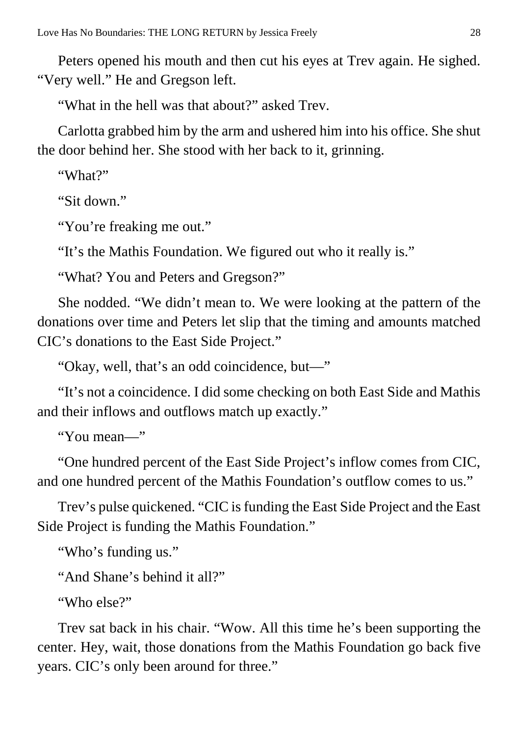Peters opened his mouth and then cut his eyes at Trev again. He sighed. "Very well." He and Gregson left.

"What in the hell was that about?" asked Trev.

Carlotta grabbed him by the arm and ushered him into his office. She shut the door behind her. She stood with her back to it, grinning.

"What?"

"Sit down."

"You're freaking me out."

"It's the Mathis Foundation. We figured out who it really is."

"What? You and Peters and Gregson?"

She nodded. "We didn't mean to. We were looking at the pattern of the donations over time and Peters let slip that the timing and amounts matched CIC's donations to the East Side Project."

"Okay, well, that's an odd coincidence, but—"

"It's not a coincidence. I did some checking on both East Side and Mathis and their inflows and outflows match up exactly."

"You mean—"

"One hundred percent of the East Side Project's inflow comes from CIC, and one hundred percent of the Mathis Foundation's outflow comes to us."

Trev's pulse quickened. "CIC is funding the East Side Project and the East Side Project is funding the Mathis Foundation."

"Who's funding us."

"And Shane's behind it all?"

"Who else?"

Trev sat back in his chair. "Wow. All this time he's been supporting the center. Hey, wait, those donations from the Mathis Foundation go back five years. CIC's only been around for three."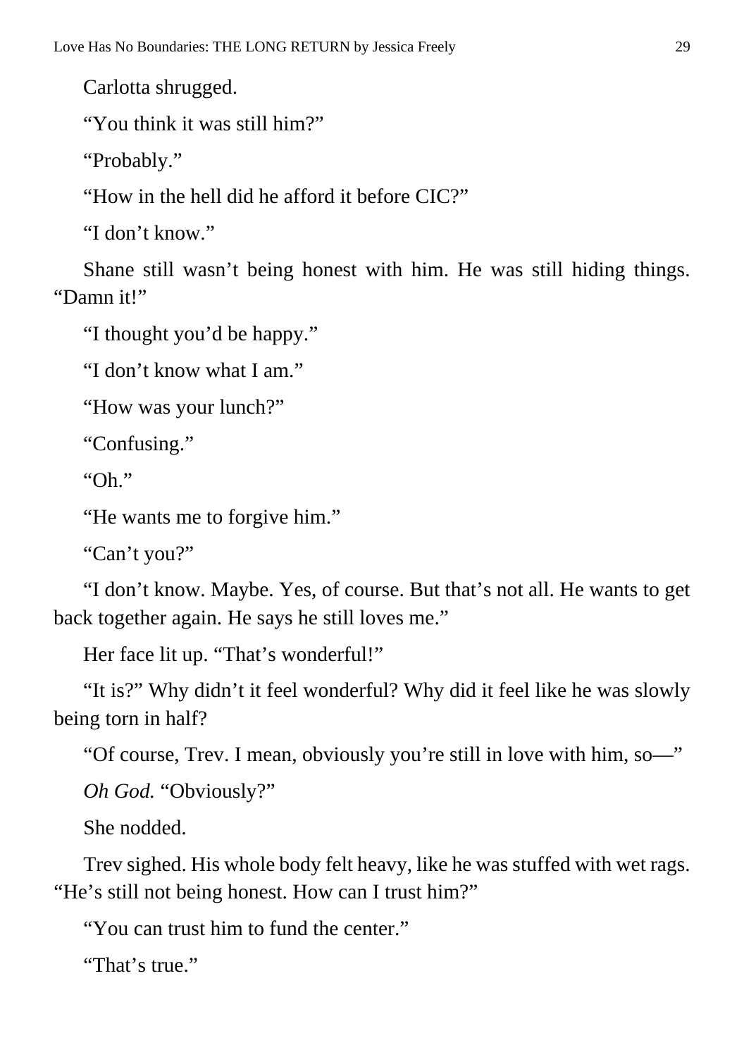Carlotta shrugged.

"You think it was still him?"

"Probably."

"How in the hell did he afford it before CIC?"

"I don't know."

Shane still wasn't being honest with him. He was still hiding things. "Damn it!"

"I thought you'd be happy."

"I don't know what I am."

"How was your lunch?"

"Confusing."

"Oh."

"He wants me to forgive him."

"Can't you?"

"I don't know. Maybe. Yes, of course. But that's not all. He wants to get back together again. He says he still loves me."

Her face lit up. "That's wonderful!"

"It is?" Why didn't it feel wonderful? Why did it feel like he was slowly being torn in half?

"Of course, Trev. I mean, obviously you're still in love with him, so—"

*Oh God.* "Obviously?"

She nodded.

Trev sighed. His whole body felt heavy, like he was stuffed with wet rags. "He's still not being honest. How can I trust him?"

"You can trust him to fund the center."

"That's true."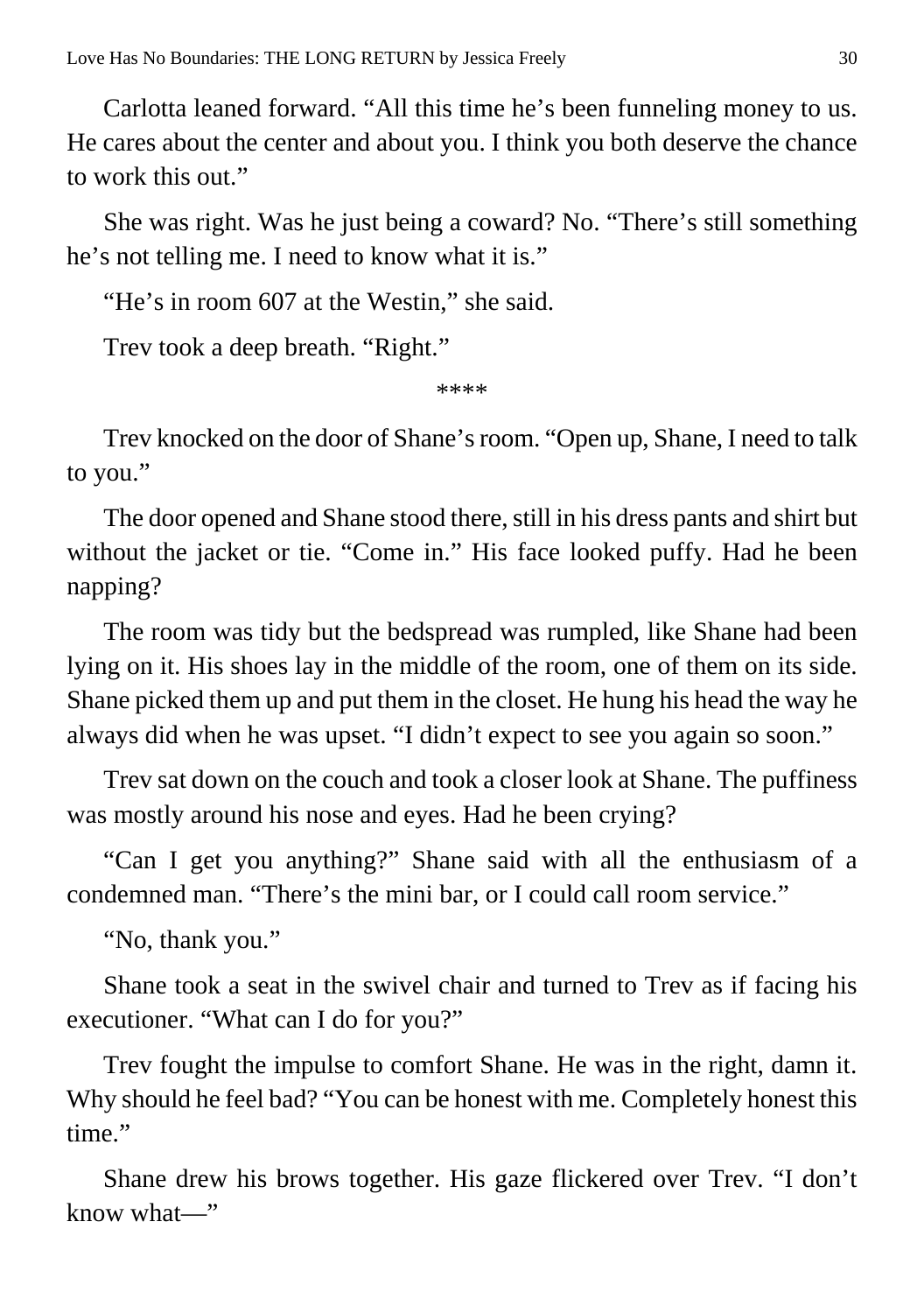Carlotta leaned forward. "All this time he's been funneling money to us. He cares about the center and about you. I think you both deserve the chance to work this out."

She was right. Was he just being a coward? No. "There's still something he's not telling me. I need to know what it is."

"He's in room 607 at the Westin," she said.

Trev took a deep breath. "Right."

****

Trev knocked on the door of Shane's room. "Open up, Shane, I need to talk to you."

The door opened and Shane stood there, still in his dress pants and shirt but without the jacket or tie. "Come in." His face looked puffy. Had he been napping?

The room was tidy but the bedspread was rumpled, like Shane had been lying on it. His shoes lay in the middle of the room, one of them on its side. Shane picked them up and put them in the closet. He hung his head the way he always did when he was upset. "I didn't expect to see you again so soon."

Trev sat down on the couch and took a closer look at Shane. The puffiness was mostly around his nose and eyes. Had he been crying?

"Can I get you anything?" Shane said with all the enthusiasm of a condemned man. "There's the mini bar, or I could call room service."

"No, thank you."

Shane took a seat in the swivel chair and turned to Trev as if facing his executioner. "What can I do for you?"

Trev fought the impulse to comfort Shane. He was in the right, damn it. Why should he feel bad? "You can be honest with me. Completely honest this time."

Shane drew his brows together. His gaze flickered over Trev. "I don't know what—"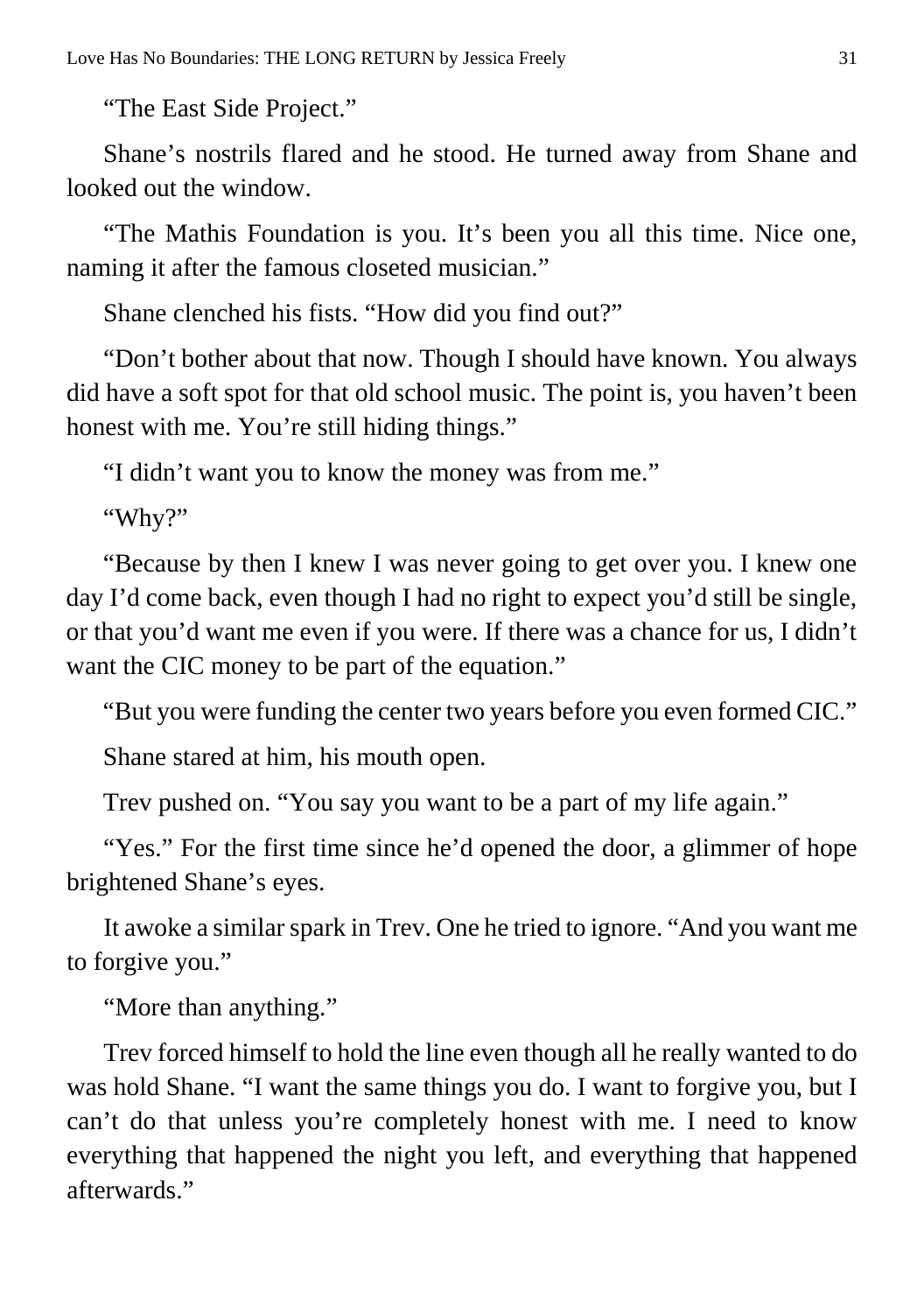"The East Side Project."

Shane's nostrils flared and he stood. He turned away from Shane and looked out the window.

"The Mathis Foundation is you. It's been you all this time. Nice one, naming it after the famous closeted musician."

Shane clenched his fists. "How did you find out?"

"Don't bother about that now. Though I should have known. You always did have a soft spot for that old school music. The point is, you haven't been honest with me. You're still hiding things."

"I didn't want you to know the money was from me."

"Why?"

"Because by then I knew I was never going to get over you. I knew one day I'd come back, even though I had no right to expect you'd still be single, or that you'd want me even if you were. If there was a chance for us, I didn't want the CIC money to be part of the equation."

"But you were funding the center two years before you even formed CIC."

Shane stared at him, his mouth open.

Trev pushed on. "You say you want to be a part of my life again."

"Yes." For the first time since he'd opened the door, a glimmer of hope brightened Shane's eyes.

It awoke a similar spark in Trev. One he tried to ignore. "And you want me to forgive you."

"More than anything."

Trev forced himself to hold the line even though all he really wanted to do was hold Shane. "I want the same things you do. I want to forgive you, but I can't do that unless you're completely honest with me. I need to know everything that happened the night you left, and everything that happened afterwards."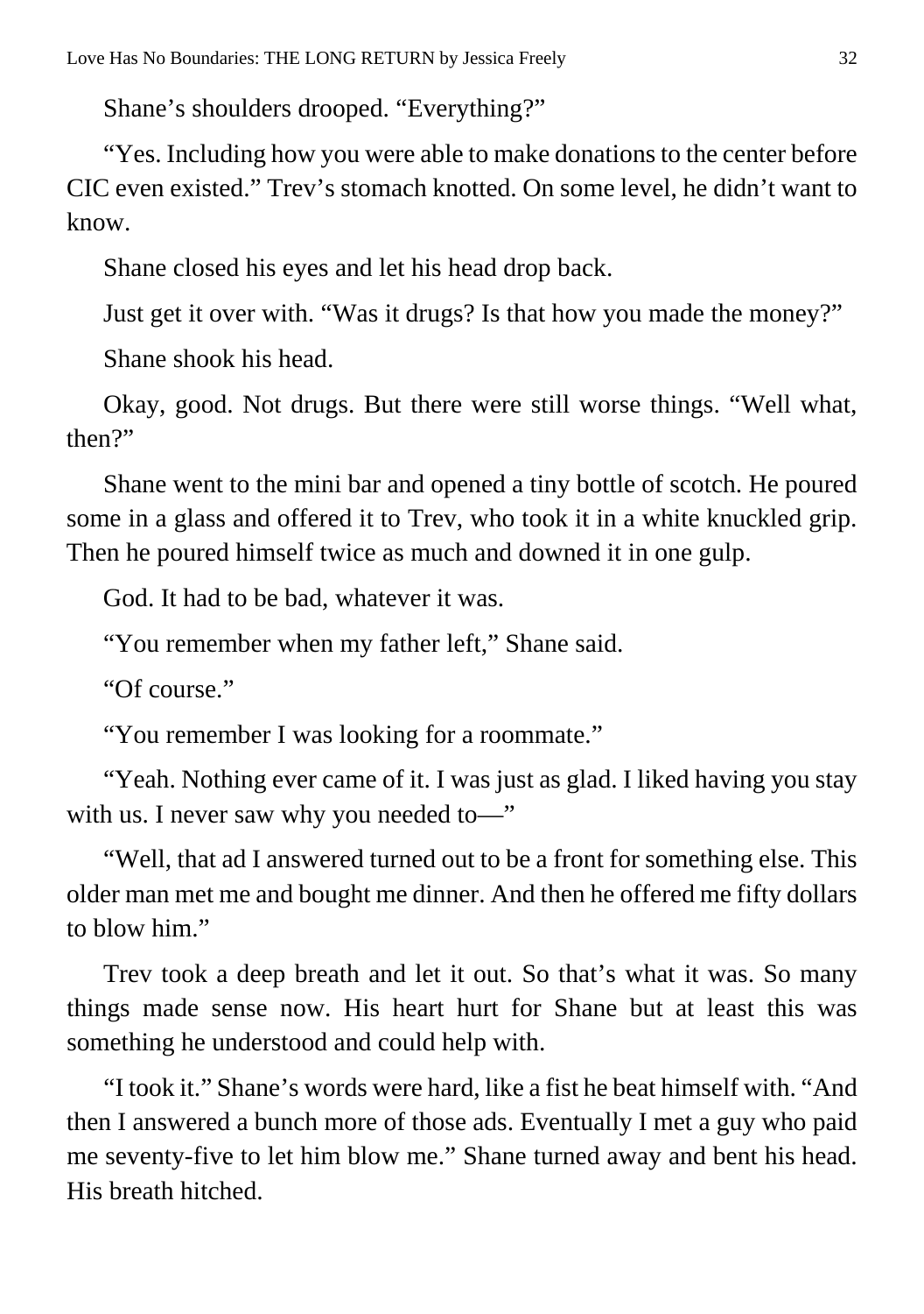Shane's shoulders drooped. "Everything?"

"Yes. Including how you were able to make donations to the center before CIC even existed." Trev's stomach knotted. On some level, he didn't want to know.

Shane closed his eyes and let his head drop back.

Just get it over with. "Was it drugs? Is that how you made the money?"

Shane shook his head.

Okay, good. Not drugs. But there were still worse things. "Well what, then?"

Shane went to the mini bar and opened a tiny bottle of scotch. He poured some in a glass and offered it to Trev, who took it in a white knuckled grip. Then he poured himself twice as much and downed it in one gulp.

God. It had to be bad, whatever it was.

"You remember when my father left," Shane said.

"Of course."

"You remember I was looking for a roommate."

"Yeah. Nothing ever came of it. I was just as glad. I liked having you stay with us. I never saw why you needed to—"

"Well, that ad I answered turned out to be a front for something else. This older man met me and bought me dinner. And then he offered me fifty dollars to blow him."

Trev took a deep breath and let it out. So that's what it was. So many things made sense now. His heart hurt for Shane but at least this was something he understood and could help with.

"I took it." Shane's words were hard, like a fist he beat himself with. "And then I answered a bunch more of those ads. Eventually I met a guy who paid me seventy-five to let him blow me." Shane turned away and bent his head. His breath hitched.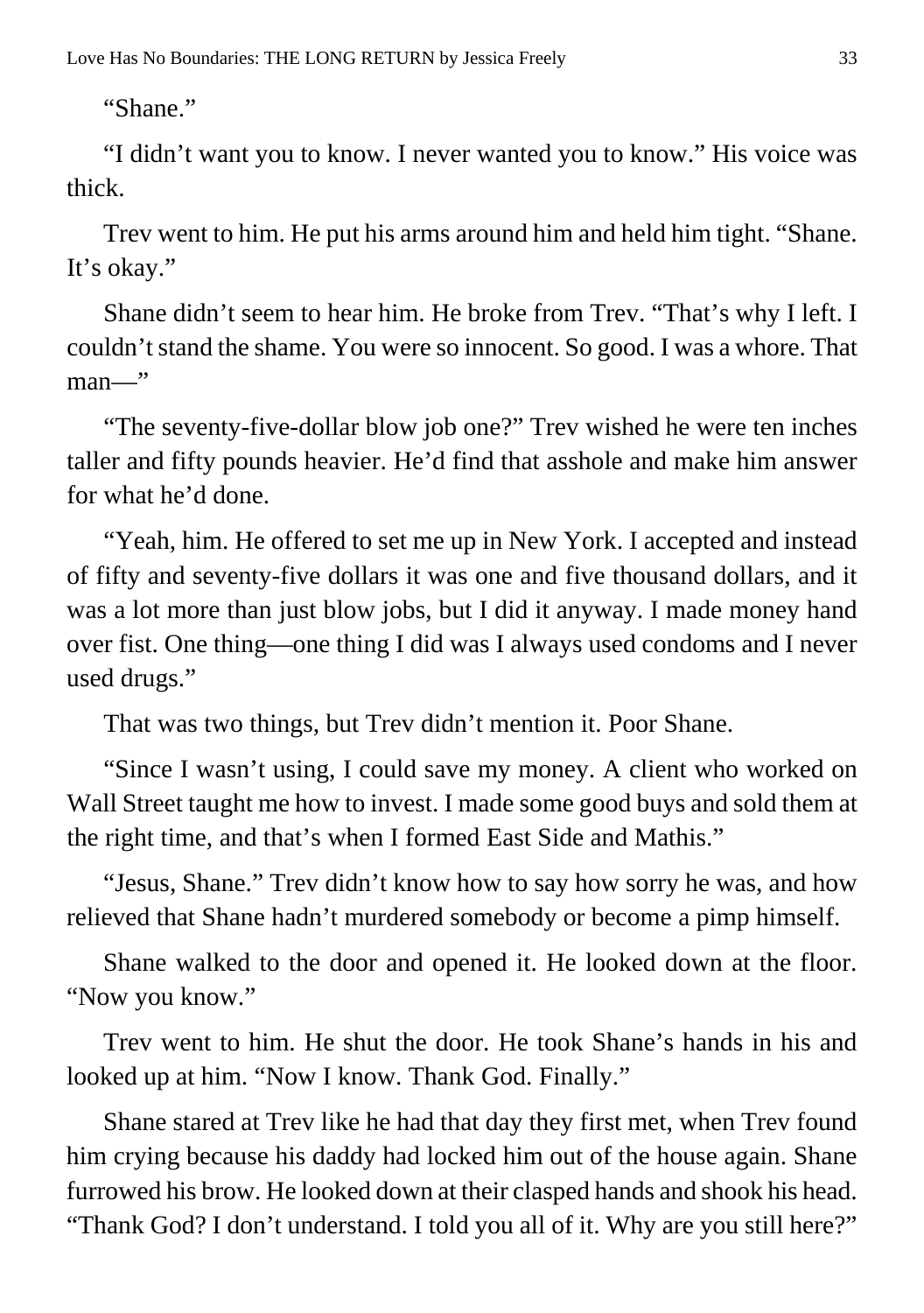"Shane."

"I didn't want you to know. I never wanted you to know." His voice was thick.

Trev went to him. He put his arms around him and held him tight. "Shane. It's okay."

Shane didn't seem to hear him. He broke from Trev. "That's why I left. I couldn't stand the shame. You were so innocent. So good. I was a whore. That man—"

"The seventy-five-dollar blow job one?" Trev wished he were ten inches taller and fifty pounds heavier. He'd find that asshole and make him answer for what he'd done.

"Yeah, him. He offered to set me up in New York. I accepted and instead of fifty and seventy-five dollars it was one and five thousand dollars, and it was a lot more than just blow jobs, but I did it anyway. I made money hand over fist. One thing—one thing I did was I always used condoms and I never used drugs."

That was two things, but Trev didn't mention it. Poor Shane.

"Since I wasn't using, I could save my money. A client who worked on Wall Street taught me how to invest. I made some good buys and sold them at the right time, and that's when I formed East Side and Mathis."

"Jesus, Shane." Trev didn't know how to say how sorry he was, and how relieved that Shane hadn't murdered somebody or become a pimp himself.

Shane walked to the door and opened it. He looked down at the floor. "Now you know."

Trev went to him. He shut the door. He took Shane's hands in his and looked up at him. "Now I know. Thank God. Finally."

Shane stared at Trev like he had that day they first met, when Trev found him crying because his daddy had locked him out of the house again. Shane furrowed his brow. He looked down at their clasped hands and shook his head. "Thank God? I don't understand. I told you all of it. Why are you still here?"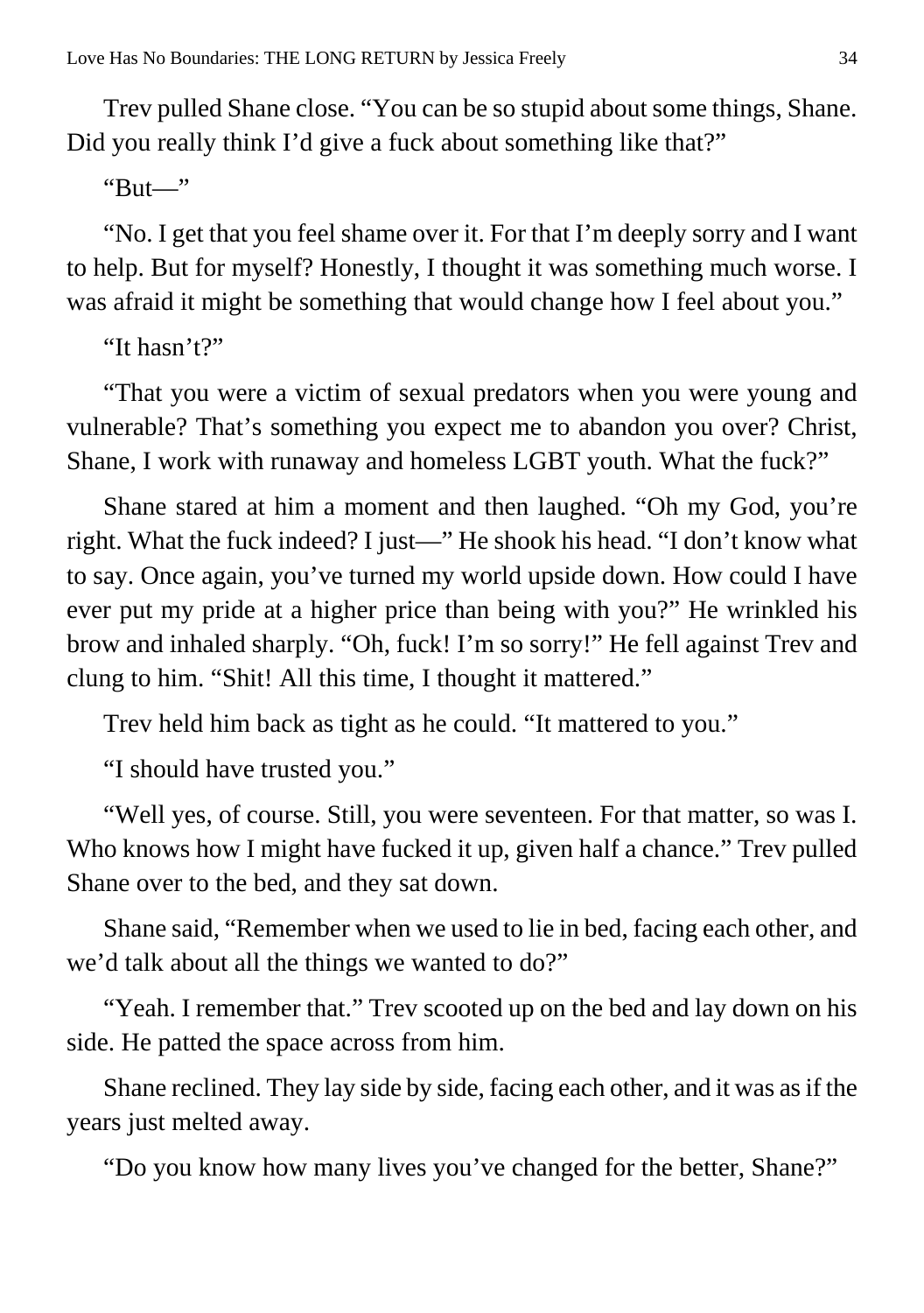Trev pulled Shane close. "You can be so stupid about some things, Shane. Did you really think I'd give a fuck about something like that?"

"But—"

"No. I get that you feel shame over it. For that I'm deeply sorry and I want to help. But for myself? Honestly, I thought it was something much worse. I was afraid it might be something that would change how I feel about you."

"It hasn't?"

"That you were a victim of sexual predators when you were young and vulnerable? That's something you expect me to abandon you over? Christ, Shane, I work with runaway and homeless LGBT youth. What the fuck?"

Shane stared at him a moment and then laughed. "Oh my God, you're right. What the fuck indeed? I just—" He shook his head. "I don't know what to say. Once again, you've turned my world upside down. How could I have ever put my pride at a higher price than being with you?" He wrinkled his brow and inhaled sharply. "Oh, fuck! I'm so sorry!" He fell against Trev and clung to him. "Shit! All this time, I thought it mattered."

Trev held him back as tight as he could. "It mattered to you."

"I should have trusted you."

"Well yes, of course. Still, you were seventeen. For that matter, so was I. Who knows how I might have fucked it up, given half a chance." Trev pulled Shane over to the bed, and they sat down.

Shane said, "Remember when we used to lie in bed, facing each other, and we'd talk about all the things we wanted to do?"

"Yeah. I remember that." Trev scooted up on the bed and lay down on his side. He patted the space across from him.

Shane reclined. They lay side by side, facing each other, and it was as if the years just melted away.

"Do you know how many lives you've changed for the better, Shane?"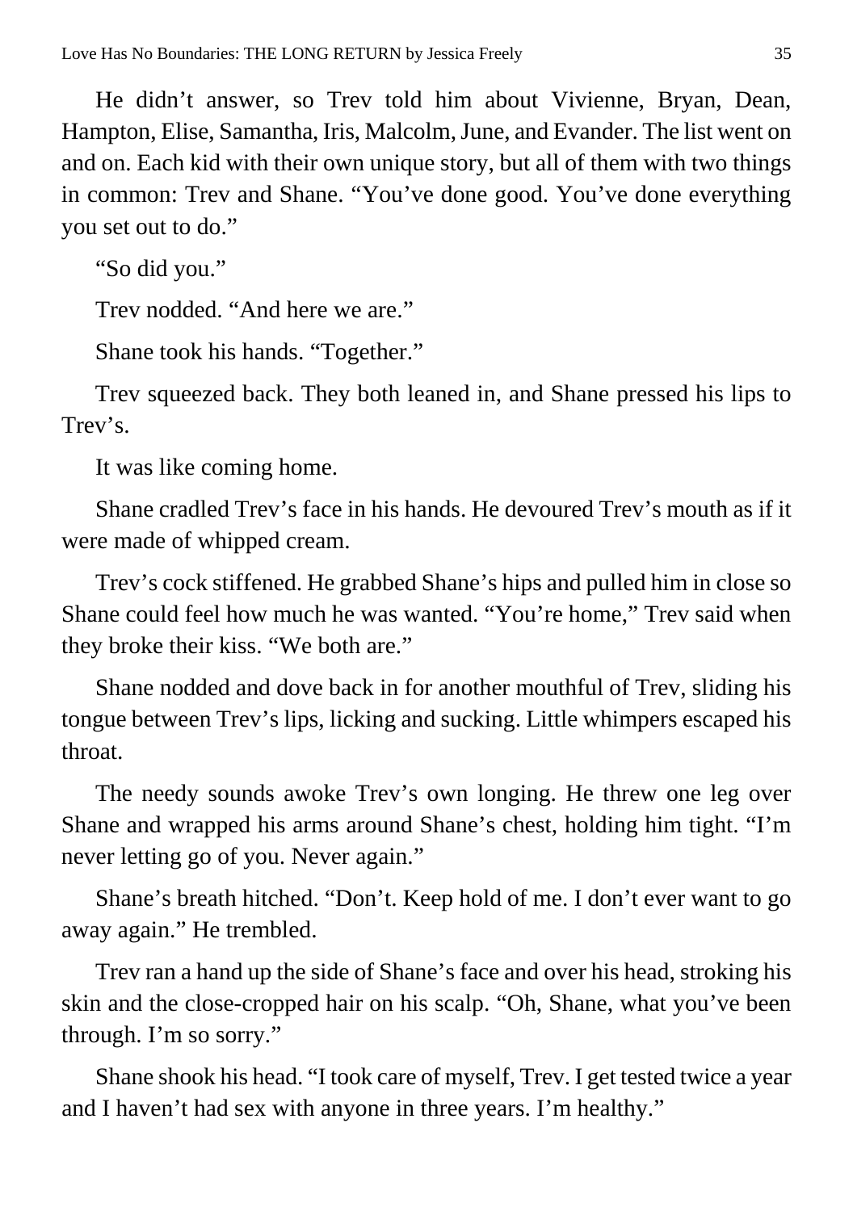He didn't answer, so Trev told him about Vivienne, Bryan, Dean, Hampton, Elise, Samantha, Iris, Malcolm, June, and Evander. The list went on and on. Each kid with their own unique story, but all of them with two things in common: Trev and Shane. "You've done good. You've done everything you set out to do."

"So did you."

Trev nodded. "And here we are."

Shane took his hands. "Together."

Trev squeezed back. They both leaned in, and Shane pressed his lips to Trev's.

It was like coming home.

Shane cradled Trev's face in his hands. He devoured Trev's mouth as if it were made of whipped cream.

Trev's cock stiffened. He grabbed Shane's hips and pulled him in close so Shane could feel how much he was wanted. "You're home," Trev said when they broke their kiss. "We both are."

Shane nodded and dove back in for another mouthful of Trev, sliding his tongue between Trev's lips, licking and sucking. Little whimpers escaped his throat.

The needy sounds awoke Trev's own longing. He threw one leg over Shane and wrapped his arms around Shane's chest, holding him tight. "I'm never letting go of you. Never again."

Shane's breath hitched. "Don't. Keep hold of me. I don't ever want to go away again." He trembled.

Trev ran a hand up the side of Shane's face and over his head, stroking his skin and the close-cropped hair on his scalp. "Oh, Shane, what you've been through. I'm so sorry."

Shane shook his head. "I took care of myself, Trev. I get tested twice a year and I haven't had sex with anyone in three years. I'm healthy."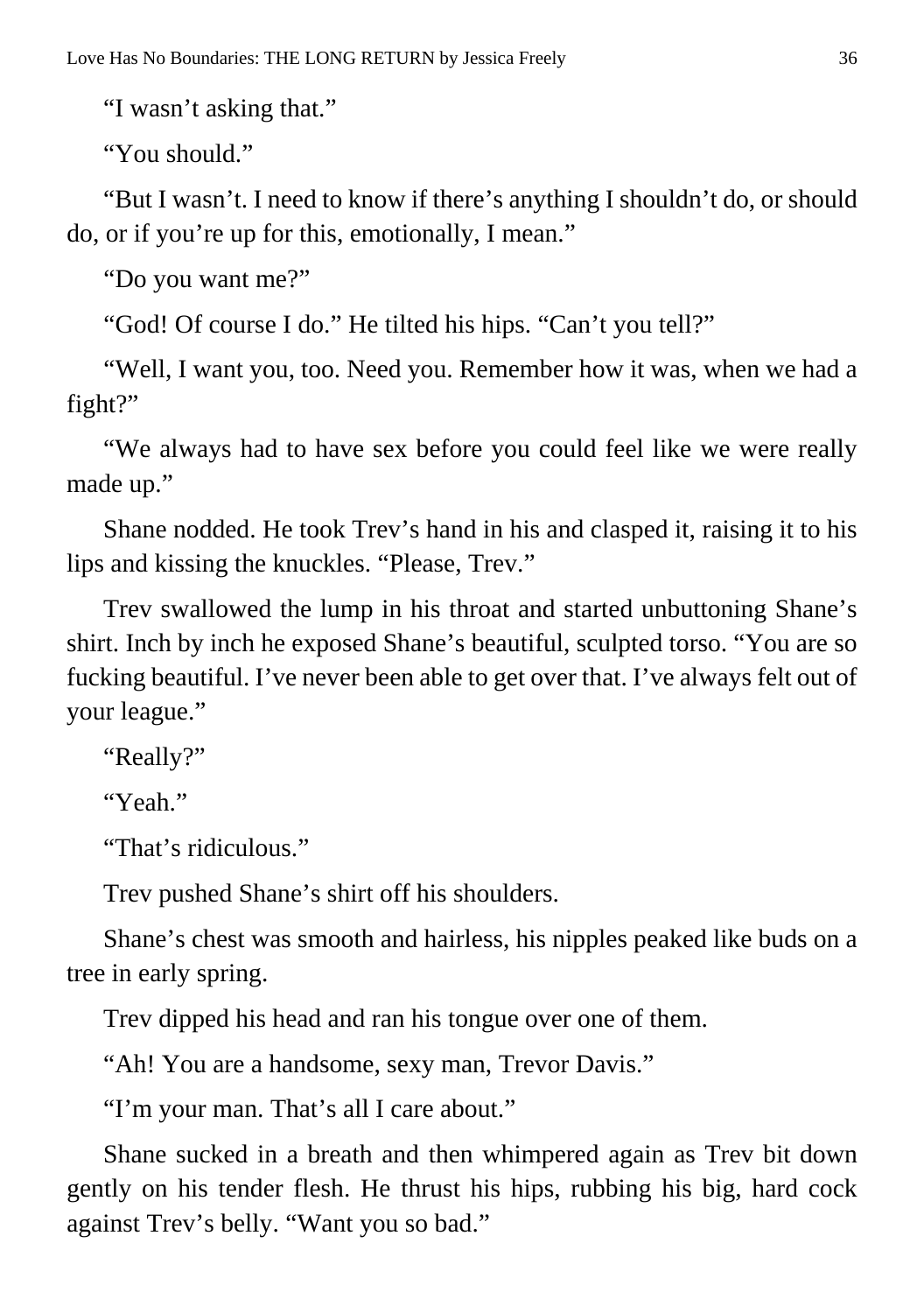"I wasn't asking that."

"You should."

"But I wasn't. I need to know if there's anything I shouldn't do, or should do, or if you're up for this, emotionally, I mean."

"Do you want me?"

"God! Of course I do." He tilted his hips. "Can't you tell?"

"Well, I want you, too. Need you. Remember how it was, when we had a fight?"

"We always had to have sex before you could feel like we were really made up."

Shane nodded. He took Trev's hand in his and clasped it, raising it to his lips and kissing the knuckles. "Please, Trev."

Trev swallowed the lump in his throat and started unbuttoning Shane's shirt. Inch by inch he exposed Shane's beautiful, sculpted torso. "You are so fucking beautiful. I've never been able to get over that. I've always felt out of your league."

"Really?"

"Yeah."

"That's ridiculous."

Trev pushed Shane's shirt off his shoulders.

Shane's chest was smooth and hairless, his nipples peaked like buds on a tree in early spring.

Trev dipped his head and ran his tongue over one of them.

"Ah! You are a handsome, sexy man, Trevor Davis."

"I'm your man. That's all I care about."

Shane sucked in a breath and then whimpered again as Trev bit down gently on his tender flesh. He thrust his hips, rubbing his big, hard cock against Trev's belly. "Want you so bad."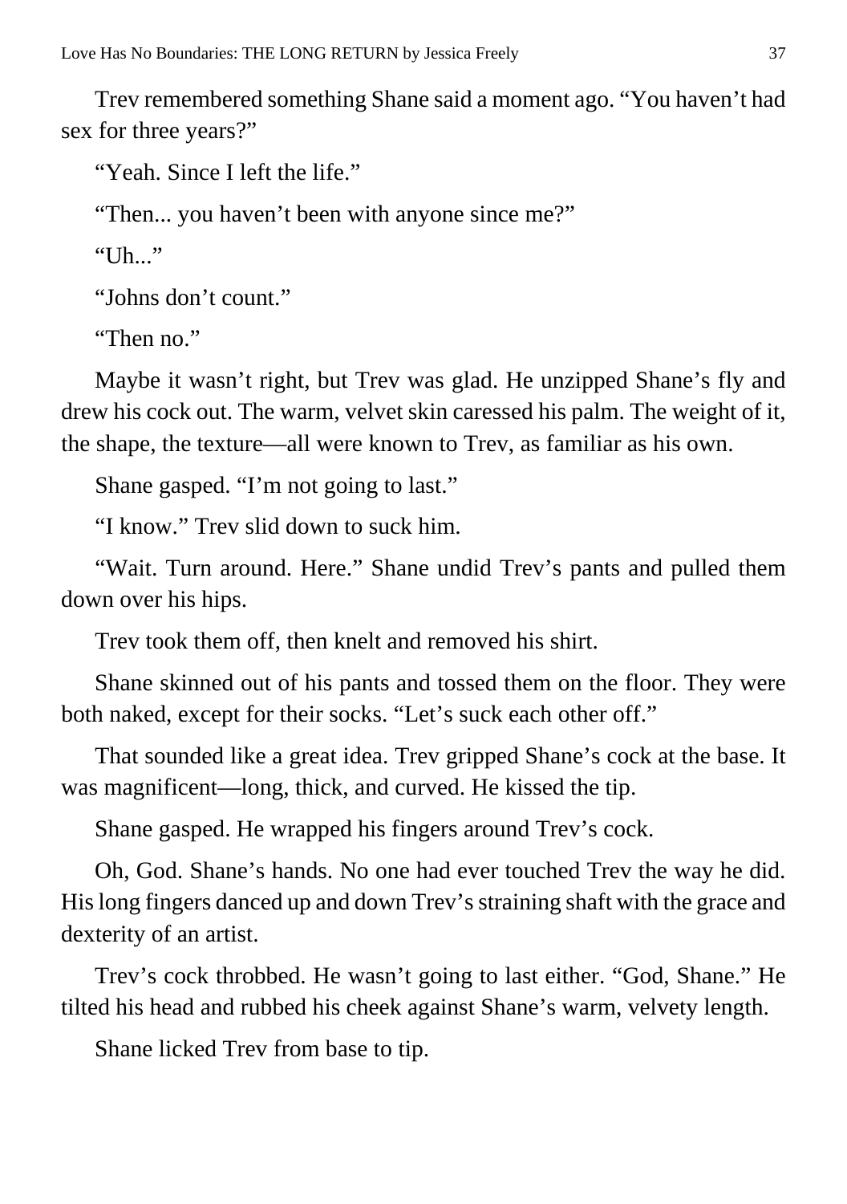Trev remembered something Shane said a moment ago. “You haven’t had sex for three years?”

“Yeah. Since I left the life.”

“Then... you haven’t been with anyone since me?”

“Uh...”

“Johns don’t count.”

“Then no.”

Maybe it wasn’t right, but Trev was glad. He unzipped Shane’s fly and drew his cock out. The warm, velvet skin caressed his palm. The weight of it, the shape, the texture—all were known to Trev, as familiar as his own.

Shane gasped. “I’m not going to last.”

“I know.” Trev slid down to suck him.

“Wait. Turn around. Here.” Shane undid Trev’s pants and pulled them down over his hips.

Trev took them off, then knelt and removed his shirt.

Shane skinned out of his pants and tossed them on the floor. They were both naked, except for their socks. “Let’s suck each other off.”

That sounded like a great idea. Trev gripped Shane’s cock at the base. It was magnificent—long, thick, and curved. He kissed the tip.

Shane gasped. He wrapped his fingers around Trev’s cock.

Oh, God. Shane’s hands. No one had ever touched Trev the way he did. His long fingers danced up and down Trev’s straining shaft with the grace and dexterity of an artist.

Trev’s cock throbbed. He wasn’t going to last either. “God, Shane.” He tilted his head and rubbed his cheek against Shane’s warm, velvety length.

Shane licked Trev from base to tip.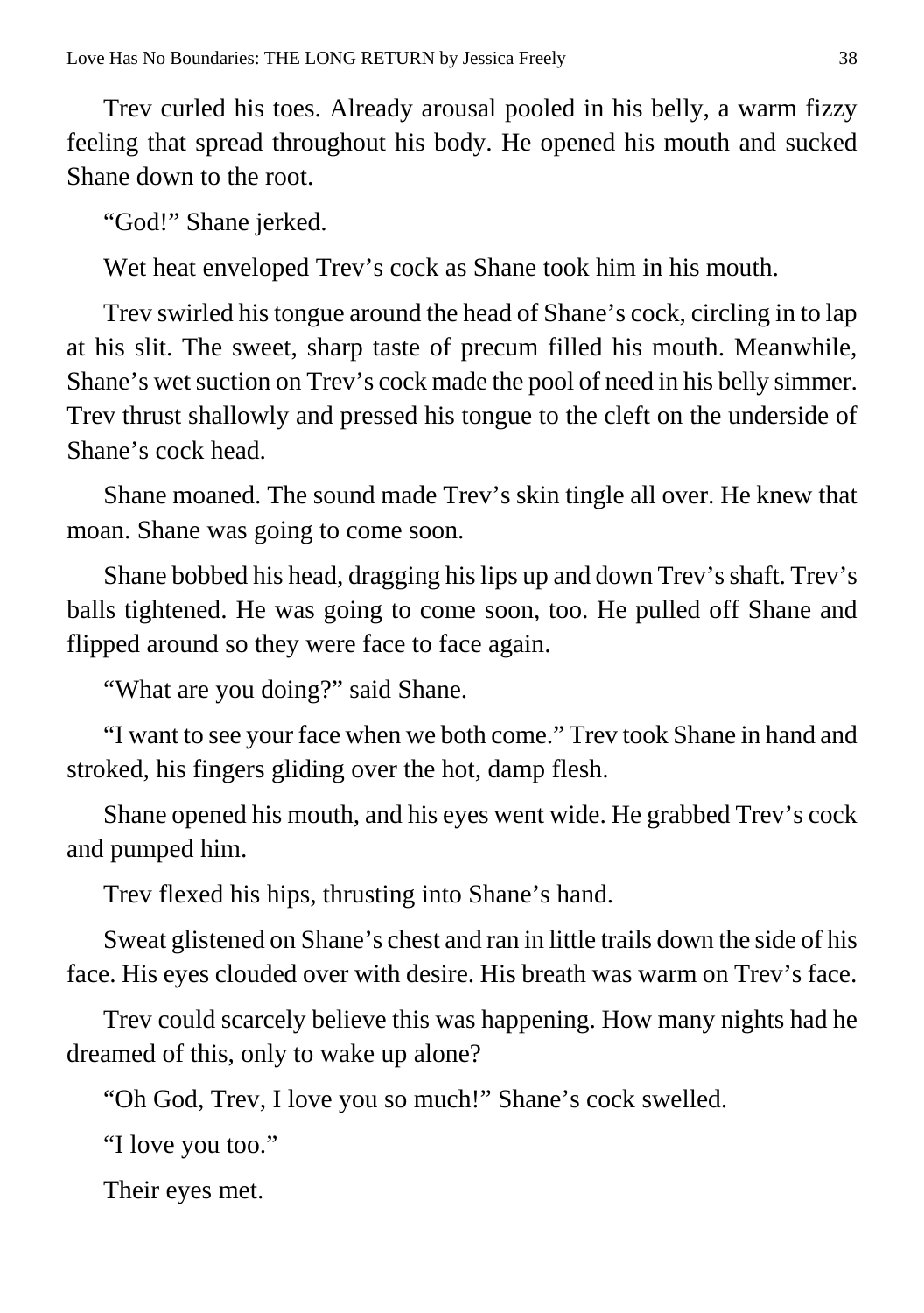Trev curled his toes. Already arousal pooled in his belly, a warm fizzy feeling that spread throughout his body. He opened his mouth and sucked Shane down to the root.

"God!" Shane jerked.

Wet heat enveloped Trev's cock as Shane took him in his mouth.

Trev swirled his tongue around the head of Shane's cock, circling in to lap at his slit. The sweet, sharp taste of precum filled his mouth. Meanwhile, Shane's wet suction on Trev's cock made the pool of need in his belly simmer. Trev thrust shallowly and pressed his tongue to the cleft on the underside of Shane's cock head.

Shane moaned. The sound made Trev's skin tingle all over. He knew that moan. Shane was going to come soon.

Shane bobbed his head, dragging his lips up and down Trev's shaft. Trev's balls tightened. He was going to come soon, too. He pulled off Shane and flipped around so they were face to face again.

"What are you doing?" said Shane.

"I want to see your face when we both come." Trev took Shane in hand and stroked, his fingers gliding over the hot, damp flesh.

Shane opened his mouth, and his eyes went wide. He grabbed Trev's cock and pumped him.

Trev flexed his hips, thrusting into Shane's hand.

Sweat glistened on Shane's chest and ran in little trails down the side of his face. His eyes clouded over with desire. His breath was warm on Trev's face.

Trev could scarcely believe this was happening. How many nights had he dreamed of this, only to wake up alone?

"Oh God, Trev, I love you so much!" Shane's cock swelled.

"I love you too."

Their eyes met.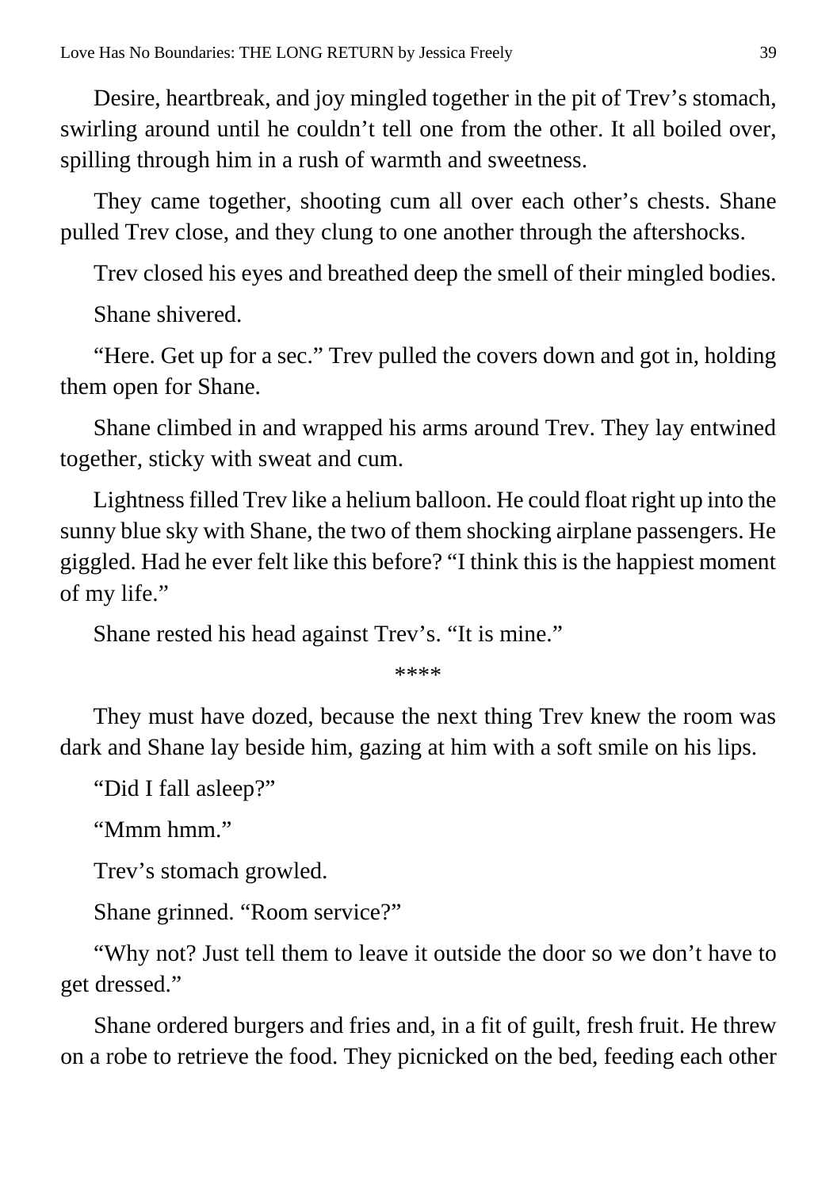Desire, heartbreak, and joy mingled together in the pit of Trev's stomach, swirling around until he couldn't tell one from the other. It all boiled over, spilling through him in a rush of warmth and sweetness.

They came together, shooting cum all over each other's chests. Shane pulled Trev close, and they clung to one another through the aftershocks.

Trev closed his eyes and breathed deep the smell of their mingled bodies.

Shane shivered.

"Here. Get up for a sec." Trev pulled the covers down and got in, holding them open for Shane.

Shane climbed in and wrapped his arms around Trev. They lay entwined together, sticky with sweat and cum.

Lightness filled Trev like a helium balloon. He could float right up into the sunny blue sky with Shane, the two of them shocking airplane passengers. He giggled. Had he ever felt like this before? "I think this is the happiest moment of my life."

Shane rested his head against Trev's. "It is mine."

****

They must have dozed, because the next thing Trev knew the room was dark and Shane lay beside him, gazing at him with a soft smile on his lips.

"Did I fall asleep?"

"Mmm hmm."

Trev's stomach growled.

Shane grinned. "Room service?"

"Why not? Just tell them to leave it outside the door so we don't have to get dressed."

Shane ordered burgers and fries and, in a fit of guilt, fresh fruit. He threw on a robe to retrieve the food. They picnicked on the bed, feeding each other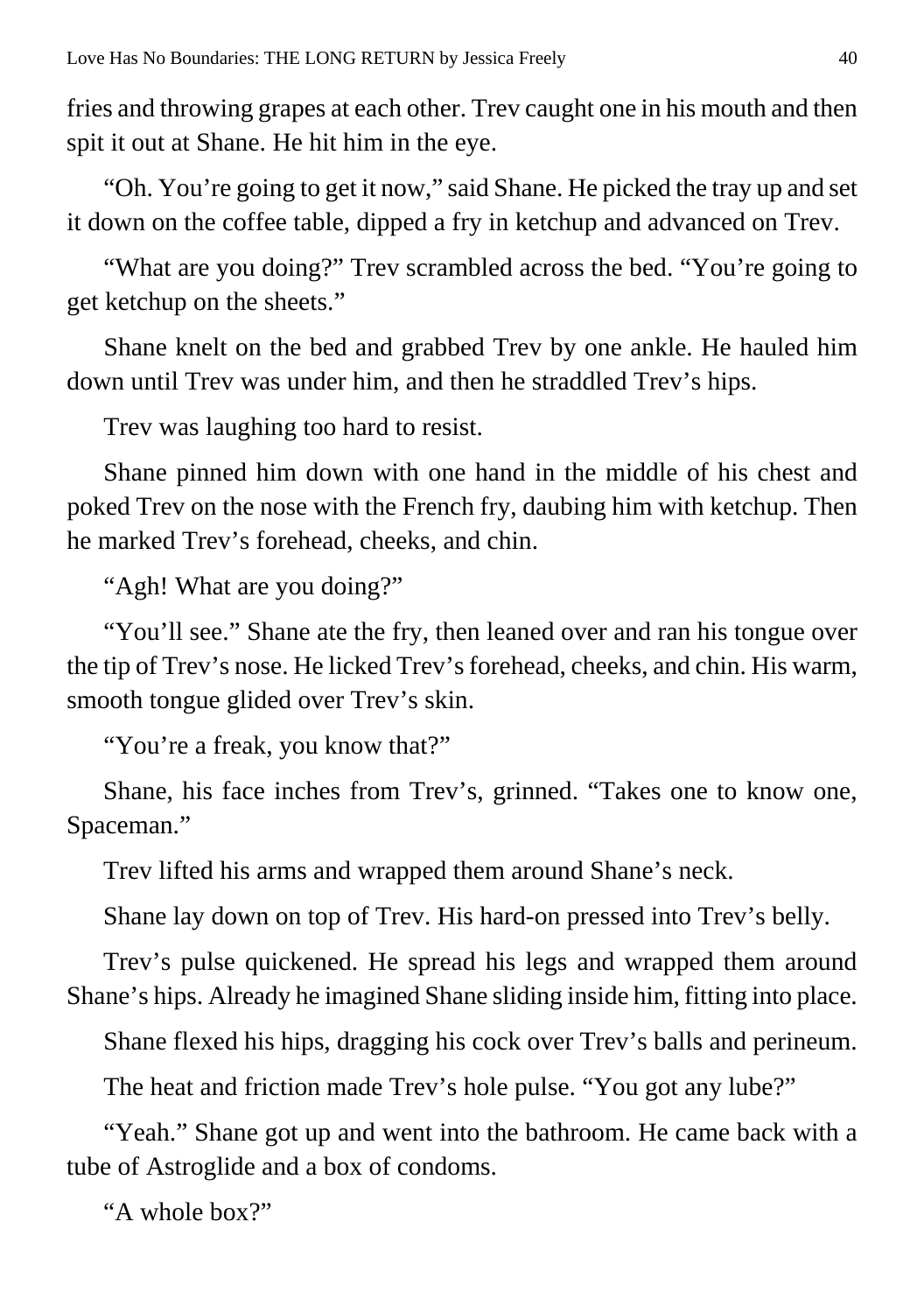fries and throwing grapes at each other. Trev caught one in his mouth and then spit it out at Shane. He hit him in the eye.

"Oh. You're going to get it now," said Shane. He picked the tray up and set it down on the coffee table, dipped a fry in ketchup and advanced on Trev.

"What are you doing?" Trev scrambled across the bed. "You're going to get ketchup on the sheets."

Shane knelt on the bed and grabbed Trev by one ankle. He hauled him down until Trev was under him, and then he straddled Trev's hips.

Trev was laughing too hard to resist.

Shane pinned him down with one hand in the middle of his chest and poked Trev on the nose with the French fry, daubing him with ketchup. Then he marked Trev's forehead, cheeks, and chin.

"Agh! What are you doing?"

"You'll see." Shane ate the fry, then leaned over and ran his tongue over the tip of Trev's nose. He licked Trev's forehead, cheeks, and chin. His warm, smooth tongue glided over Trev's skin.

"You're a freak, you know that?"

Shane, his face inches from Trev's, grinned. "Takes one to know one, Spaceman."

Trev lifted his arms and wrapped them around Shane's neck.

Shane lay down on top of Trev. His hard-on pressed into Trev's belly.

Trev's pulse quickened. He spread his legs and wrapped them around Shane's hips. Already he imagined Shane sliding inside him, fitting into place.

Shane flexed his hips, dragging his cock over Trev's balls and perineum.

The heat and friction made Trev's hole pulse. "You got any lube?"

"Yeah." Shane got up and went into the bathroom. He came back with a tube of Astroglide and a box of condoms.

"A whole box?"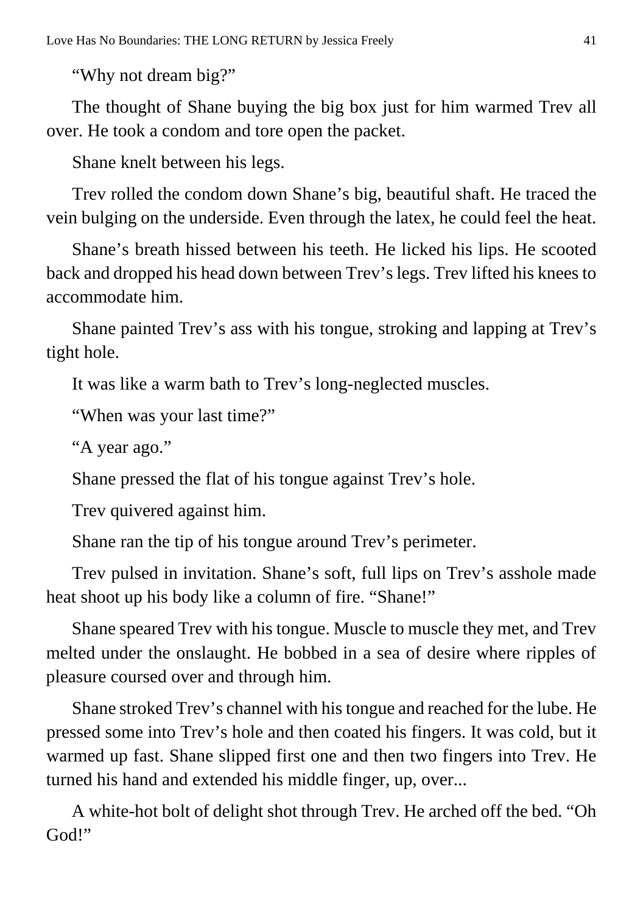"Why not dream big?"

The thought of Shane buying the big box just for him warmed Trev all over. He took a condom and tore open the packet.

Shane knelt between his legs.

Trev rolled the condom down Shane's big, beautiful shaft. He traced the vein bulging on the underside. Even through the latex, he could feel the heat.

Shane's breath hissed between his teeth. He licked his lips. He scooted back and dropped his head down between Trev's legs. Trev lifted his knees to accommodate him.

Shane painted Trev's ass with his tongue, stroking and lapping at Trev's tight hole.

It was like a warm bath to Trev's long-neglected muscles.

"When was your last time?"

"A year ago."

Shane pressed the flat of his tongue against Trev's hole.

Trev quivered against him.

Shane ran the tip of his tongue around Trev's perimeter.

Trev pulsed in invitation. Shane's soft, full lips on Trev's asshole made heat shoot up his body like a column of fire. "Shane!"

Shane speared Trev with his tongue. Muscle to muscle they met, and Trev melted under the onslaught. He bobbed in a sea of desire where ripples of pleasure coursed over and through him.

Shane stroked Trev's channel with his tongue and reached for the lube. He pressed some into Trev's hole and then coated his fingers. It was cold, but it warmed up fast. Shane slipped first one and then two fingers into Trev. He turned his hand and extended his middle finger, up, over...

A white-hot bolt of delight shot through Trev. He arched off the bed. "Oh God!"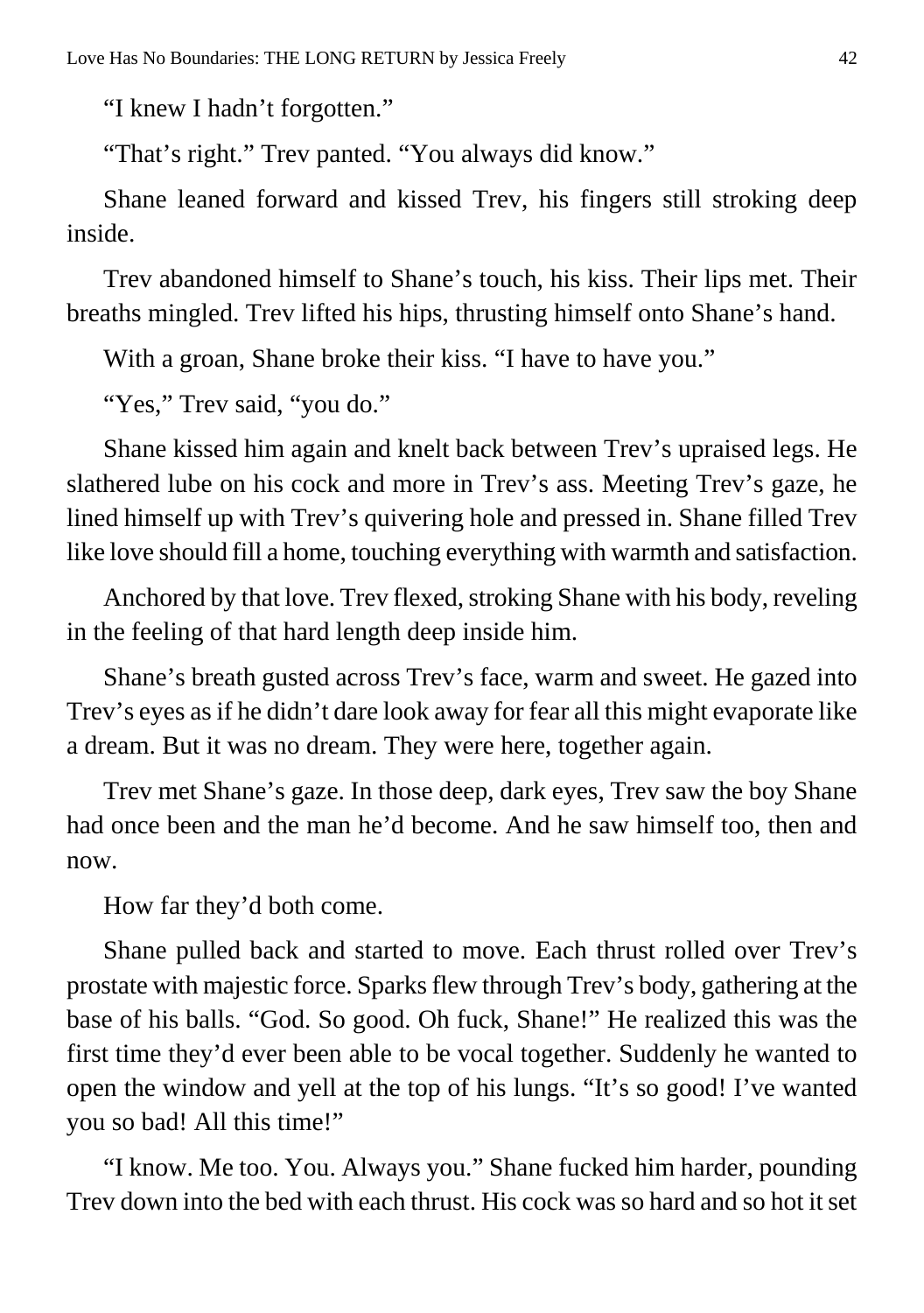"I knew I hadn't forgotten."

"That's right." Trev panted. "You always did know."

Shane leaned forward and kissed Trev, his fingers still stroking deep inside.

Trev abandoned himself to Shane's touch, his kiss. Their lips met. Their breaths mingled. Trev lifted his hips, thrusting himself onto Shane's hand.

With a groan, Shane broke their kiss. "I have to have you."

"Yes," Trev said, "you do."

Shane kissed him again and knelt back between Trev's upraised legs. He slathered lube on his cock and more in Trev's ass. Meeting Trev's gaze, he lined himself up with Trev's quivering hole and pressed in. Shane filled Trev like love should fill a home, touching everything with warmth and satisfaction.

Anchored by that love. Trev flexed, stroking Shane with his body, reveling in the feeling of that hard length deep inside him.

Shane's breath gusted across Trev's face, warm and sweet. He gazed into Trev's eyes as if he didn't dare look away for fear all this might evaporate like a dream. But it was no dream. They were here, together again.

Trev met Shane's gaze. In those deep, dark eyes, Trev saw the boy Shane had once been and the man he'd become. And he saw himself too, then and now.

How far they'd both come.

Shane pulled back and started to move. Each thrust rolled over Trev's prostate with majestic force. Sparks flew through Trev's body, gathering at the base of his balls. "God. So good. Oh fuck, Shane!" He realized this was the first time they'd ever been able to be vocal together. Suddenly he wanted to open the window and yell at the top of his lungs. "It's so good! I've wanted you so bad! All this time!"

"I know. Me too. You. Always you." Shane fucked him harder, pounding Trev down into the bed with each thrust. His cock was so hard and so hot it set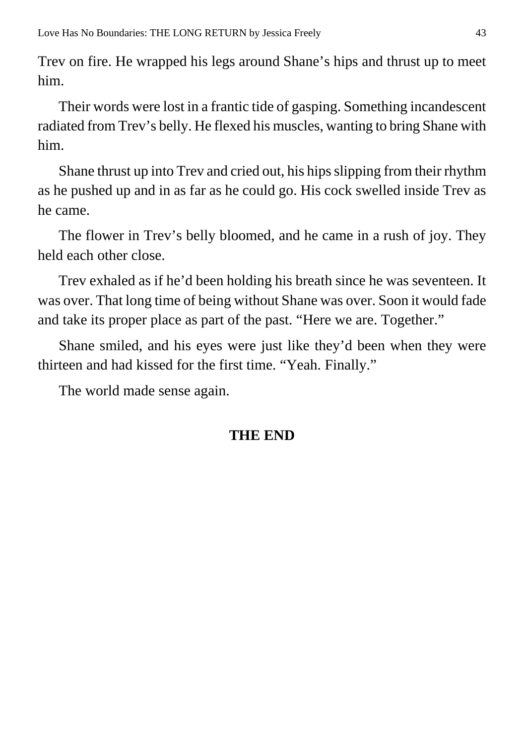Trev on fire. He wrapped his legs around Shane's hips and thrust up to meet him.

Their words were lost in a frantic tide of gasping. Something incandescent radiated from Trev's belly. He flexed his muscles, wanting to bring Shane with him.

Shane thrust up into Trev and cried out, his hips slipping from their rhythm as he pushed up and in as far as he could go. His cock swelled inside Trev as he came.

The flower in Trev's belly bloomed, and he came in a rush of joy. They held each other close.

Trev exhaled as if he'd been holding his breath since he was seventeen. It was over. That long time of being without Shane was over. Soon it would fade and take its proper place as part of the past. "Here we are. Together."

Shane smiled, and his eyes were just like they'd been when they were thirteen and had kissed for the first time. "Yeah. Finally."

The world made sense again.

**THE END**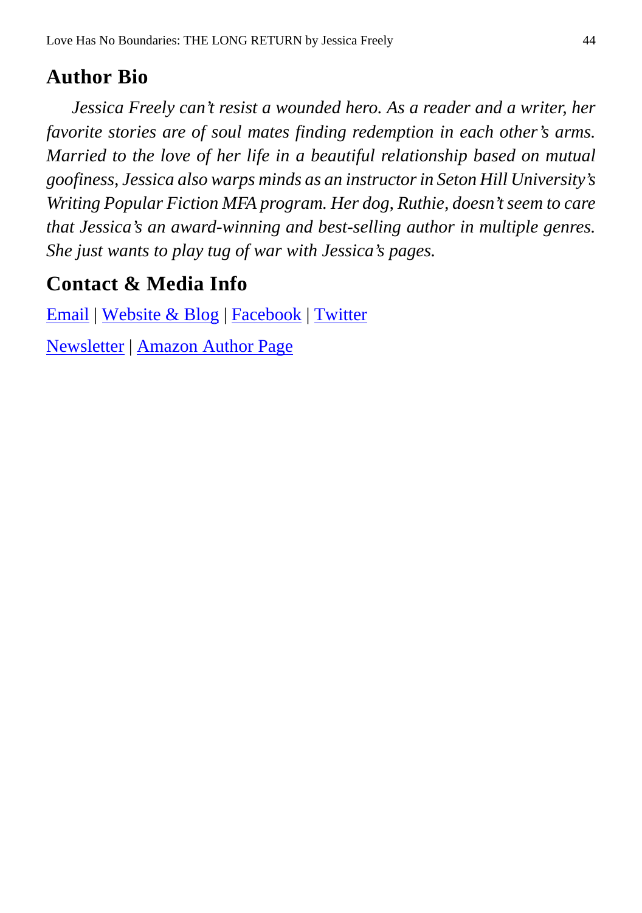## Author Bio

*Jessica Freely can't resist a wounded hero. As a reader and a writer, her favorite stories are of soul mates finding redemption in each other's arms. Married to the love of her life in a beautiful relationship based on mutual goofiness, Jessica also warps minds as an instructor in Seton Hill University's Writing Popular Fiction MFA program. Her dog, Ruthie, doesn't seem to care that Jessica's an award-winning and best-selling author in multiple genres. She just wants to play tug of war with Jessica's pages.*

## Contact & Media Info

Email | Website & Blog | Facebook | Twitter

Newsletter | Amazon Author Page